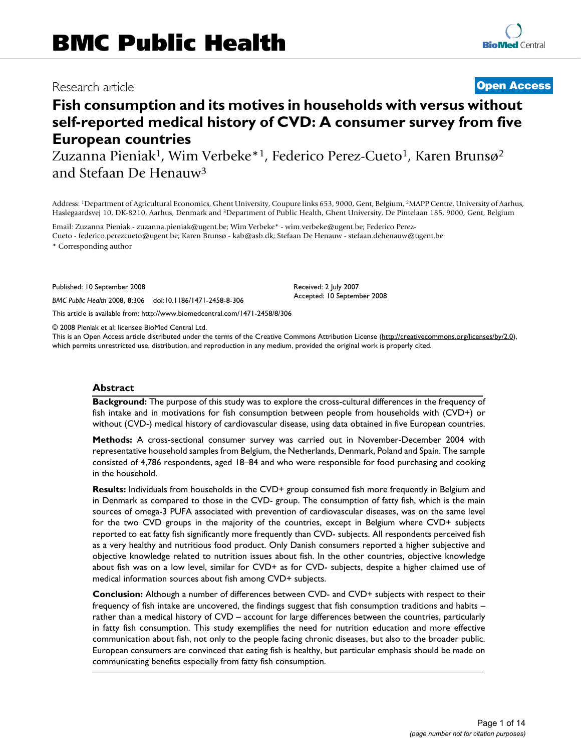# BMC Public Health

Research article

**Open Access**

# Fish consumption and its motives in households with versus without self-reported medical history of CVD: A consumer survey from five European countries

Zuzanna Pieniak[1], Wim Verbeke*[1], Federico Perez-Cueto[1], Karen Brunsø[2] and Stefaan De Henauw[3]

Address: [1]Department of Agricultural Economics, Ghent University, Coupure links 653, 9000, Gent, Belgium, [2]MAPP Centre, University of Aarhus, Haslegaardsvej 10, DK-8210, Aarhus, Denmark and [3]Department of Public Health, Ghent University, De Pintelaan 185, 9000, Gent, Belgium

Email: Zuzanna Pieniak - zuzanna.pieniak@ugent.be; Wim Verbeke* - wim.verbeke@ugent.be; Federico Perez-Cueto - federico.perezcueto@ugent.be; Karen Brunsø - kab@asb.dk; Stefaan De Henauw - stefaan.dehenauw@ugent.be

\* Corresponding author

Published: 10 September 2008

*BMC Public Health* 2008, **8**:306 doi:10.1186/1471-2458-8-306

Received: 2 July 2007

Accepted: 10 September 2008

This article is available from: http://www.biomedcentral.com/1471-2458/8/306

© 2008 Pieniak et al; licensee BioMed Central Ltd.

This is an Open Access article distributed under the terms of the Creative Commons Attribution License (http://creativecommons.org/licenses/by/2.0), which permits unrestricted use, distribution, and reproduction in any medium, provided the original work is properly cited.

## Abstract

**Background:** The purpose of this study was to explore the cross-cultural differences in the frequency of fish intake and in motivations for fish consumption between people from households with (CVD+) or without (CVD-) medical history of cardiovascular disease, using data obtained in five European countries.

**Methods:** A cross-sectional consumer survey was carried out in November-December 2004 with representative household samples from Belgium, the Netherlands, Denmark, Poland and Spain. The sample consisted of 4,786 respondents, aged 18–84 and who were responsible for food purchasing and cooking in the household.

**Results:** Individuals from households in the CVD+ group consumed fish more frequently in Belgium and in Denmark as compared to those in the CVD- group. The consumption of fatty fish, which is the main sources of omega-3 PUFA associated with prevention of cardiovascular diseases, was on the same level for the two CVD groups in the majority of the countries, except in Belgium where CVD+ subjects reported to eat fatty fish significantly more frequently than CVD- subjects. All respondents perceived fish as a very healthy and nutritious food product. Only Danish consumers reported a higher subjective and objective knowledge related to nutrition issues about fish. In the other countries, objective knowledge about fish was on a low level, similar for CVD+ as for CVD- subjects, despite a higher claimed use of medical information sources about fish among CVD+ subjects.

**Conclusion:** Although a number of differences between CVD- and CVD+ subjects with respect to their frequency of fish intake are uncovered, the findings suggest that fish consumption traditions and habits – rather than a medical history of CVD – account for large differences between the countries, particularly in fatty fish consumption. This study exemplifies the need for nutrition education and more effective communication about fish, not only to the people facing chronic diseases, but also to the broader public. European consumers are convinced that eating fish is healthy, but particular emphasis should be made on communicating benefits especially from fatty fish consumption.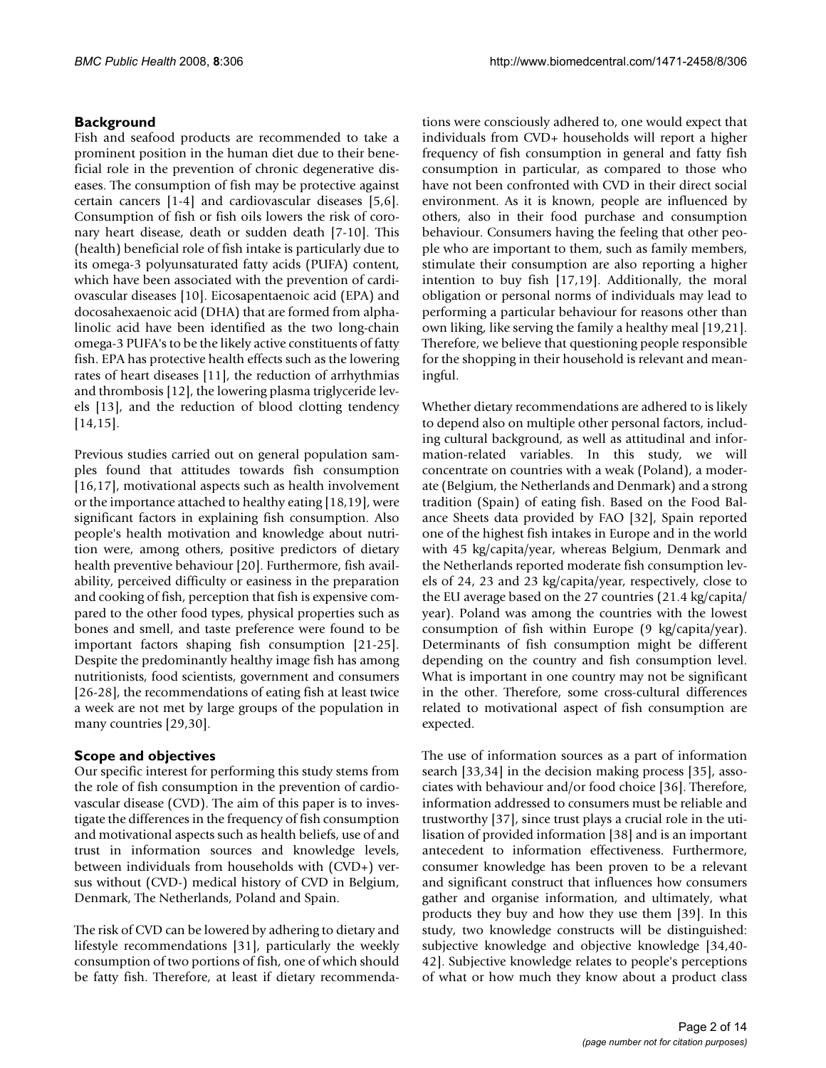## Background

Fish and seafood products are recommended to take a prominent position in the human diet due to their beneficial role in the prevention of chronic degenerative diseases. The consumption of fish may be protective against certain cancers [1-4] and cardiovascular diseases [5,6]. Consumption of fish or fish oils lowers the risk of coronary heart disease, death or sudden death [7-10]. This (health) beneficial role of fish intake is particularly due to its omega-3 polyunsaturated fatty acids (PUFA) content, which have been associated with the prevention of cardiovascular diseases [10]. Eicosapentaenoic acid (EPA) and docosahexaenoic acid (DHA) that are formed from alpha-linolic acid have been identified as the two long-chain omega-3 PUFA's to be the likely active constituents of fatty fish. EPA has protective health effects such as the lowering rates of heart diseases [11], the reduction of arrhythmias and thrombosis [12], the lowering plasma triglyceride levels [13], and the reduction of blood clotting tendency [14,15].

Previous studies carried out on general population samples found that attitudes towards fish consumption [16,17], motivational aspects such as health involvement or the importance attached to healthy eating [18,19], were significant factors in explaining fish consumption. Also people's health motivation and knowledge about nutrition were, among others, positive predictors of dietary health preventive behaviour [20]. Furthermore, fish availability, perceived difficulty or easiness in the preparation and cooking of fish, perception that fish is expensive compared to the other food types, physical properties such as bones and smell, and taste preference were found to be important factors shaping fish consumption [21-25]. Despite the predominantly healthy image fish has among nutritionists, food scientists, government and consumers [26-28], the recommendations of eating fish at least twice a week are not met by large groups of the population in many countries [29,30].

## Scope and objectives

Our specific interest for performing this study stems from the role of fish consumption in the prevention of cardiovascular disease (CVD). The aim of this paper is to investigate the differences in the frequency of fish consumption and motivational aspects such as health beliefs, use of and trust in information sources and knowledge levels, between individuals from households with (CVD+) versus without (CVD-) medical history of CVD in Belgium, Denmark, The Netherlands, Poland and Spain.

The risk of CVD can be lowered by adhering to dietary and lifestyle recommendations [31], particularly the weekly consumption of two portions of fish, one of which should be fatty fish. Therefore, at least if dietary recommendations were consciously adhered to, one would expect that individuals from CVD+ households will report a higher frequency of fish consumption in general and fatty fish consumption in particular, as compared to those who have not been confronted with CVD in their direct social environment. As it is known, people are influenced by others, also in their food purchase and consumption behaviour. Consumers having the feeling that other people who are important to them, such as family members, stimulate their consumption are also reporting a higher intention to buy fish [17,19]. Additionally, the moral obligation or personal norms of individuals may lead to performing a particular behaviour for reasons other than own liking, like serving the family a healthy meal [19,21]. Therefore, we believe that questioning people responsible for the shopping in their household is relevant and meaningful.

Whether dietary recommendations are adhered to is likely to depend also on multiple other personal factors, including cultural background, as well as attitudinal and information-related variables. In this study, we will concentrate on countries with a weak (Poland), a moderate (Belgium, the Netherlands and Denmark) and a strong tradition (Spain) of eating fish. Based on the Food Balance Sheets data provided by FAO [32], Spain reported one of the highest fish intakes in Europe and in the world with 45 kg/capita/year, whereas Belgium, Denmark and the Netherlands reported moderate fish consumption levels of 24, 23 and 23 kg/capita/year, respectively, close to the EU average based on the 27 countries (21.4 kg/capita/year). Poland was among the countries with the lowest consumption of fish within Europe (9 kg/capita/year). Determinants of fish consumption might be different depending on the country and fish consumption level. What is important in one country may not be significant in the other. Therefore, some cross-cultural differences related to motivational aspect of fish consumption are expected.

The use of information sources as a part of information search [33,34] in the decision making process [35], associates with behaviour and/or food choice [36]. Therefore, information addressed to consumers must be reliable and trustworthy [37], since trust plays a crucial role in the utilisation of provided information [38] and is an important antecedent to information effectiveness. Furthermore, consumer knowledge has been proven to be a relevant and significant construct that influences how consumers gather and organise information, and ultimately, what products they buy and how they use them [39]. In this study, two knowledge constructs will be distinguished: subjective knowledge and objective knowledge [34,40-42]. Subjective knowledge relates to people's perceptions of what or how much they know about a product class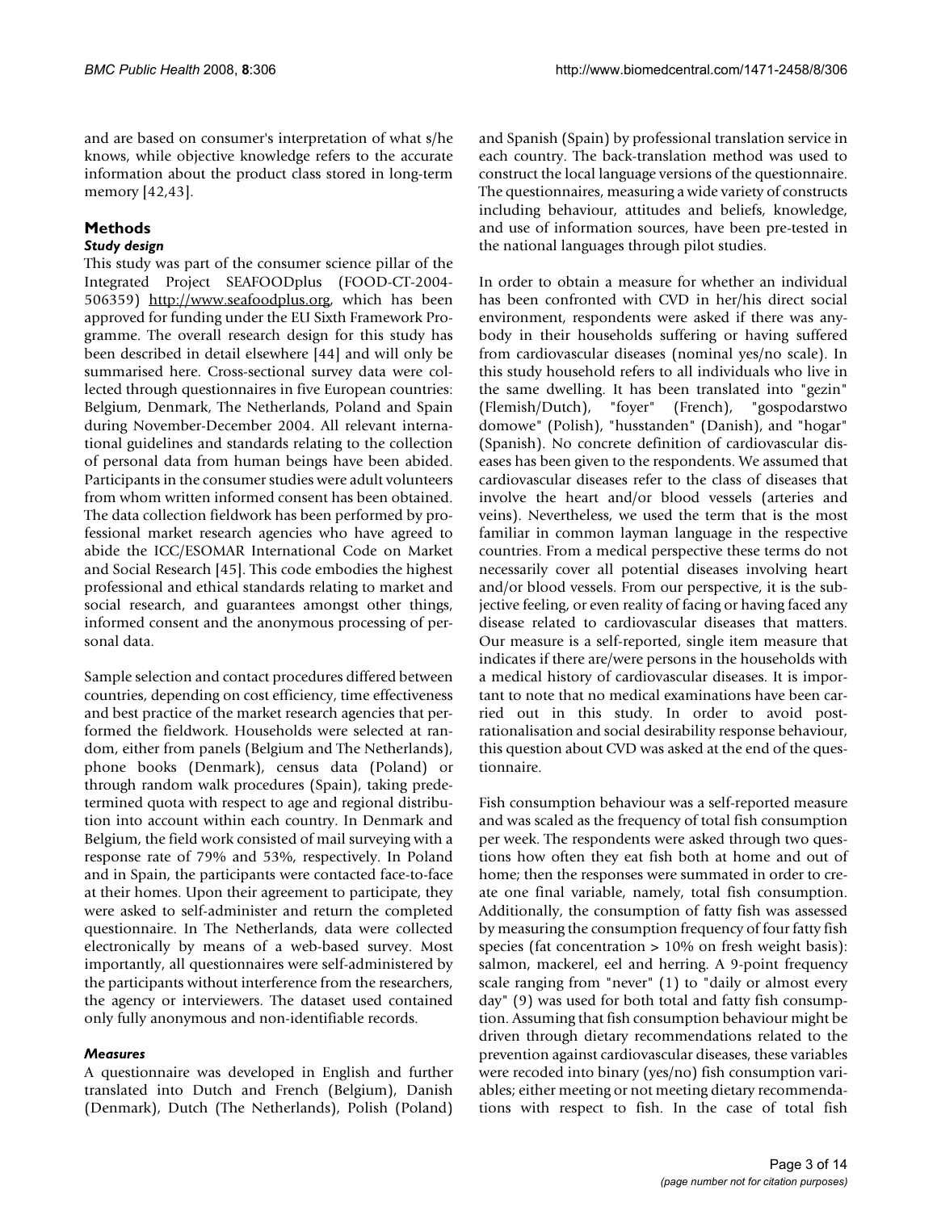and are based on consumer's interpretation of what s/he knows, while objective knowledge refers to the accurate information about the product class stored in long-term memory [42,43].

## Methods

### *Study design*

This study was part of the consumer science pillar of the Integrated Project SEAFOODplus (FOOD-CT-2004-506359) http://www.seafoodplus.org, which has been approved for funding under the EU Sixth Framework Programme. The overall research design for this study has been described in detail elsewhere [44] and will only be summarised here. Cross-sectional survey data were collected through questionnaires in five European countries: Belgium, Denmark, The Netherlands, Poland and Spain during November-December 2004. All relevant international guidelines and standards relating to the collection of personal data from human beings have been abided. Participants in the consumer studies were adult volunteers from whom written informed consent has been obtained. The data collection fieldwork has been performed by professional market research agencies who have agreed to abide the ICC/ESOMAR International Code on Market and Social Research [45]. This code embodies the highest professional and ethical standards relating to market and social research, and guarantees amongst other things, informed consent and the anonymous processing of personal data.

Sample selection and contact procedures differed between countries, depending on cost efficiency, time effectiveness and best practice of the market research agencies that performed the fieldwork. Households were selected at random, either from panels (Belgium and The Netherlands), phone books (Denmark), census data (Poland) or through random walk procedures (Spain), taking predetermined quota with respect to age and regional distribution into account within each country. In Denmark and Belgium, the field work consisted of mail surveying with a response rate of 79% and 53%, respectively. In Poland and in Spain, the participants were contacted face-to-face at their homes. Upon their agreement to participate, they were asked to self-administer and return the completed questionnaire. In The Netherlands, data were collected electronically by means of a web-based survey. Most importantly, all questionnaires were self-administered by the participants without interference from the researchers, the agency or interviewers. The dataset used contained only fully anonymous and non-identifiable records.

### *Measures*

A questionnaire was developed in English and further translated into Dutch and French (Belgium), Danish (Denmark), Dutch (The Netherlands), Polish (Poland) and Spanish (Spain) by professional translation service in each country. The back-translation method was used to construct the local language versions of the questionnaire. The questionnaires, measuring a wide variety of constructs including behaviour, attitudes and beliefs, knowledge, and use of information sources, have been pre-tested in the national languages through pilot studies.

In order to obtain a measure for whether an individual has been confronted with CVD in her/his direct social environment, respondents were asked if there was anybody in their households suffering or having suffered from cardiovascular diseases (nominal yes/no scale). In this study household refers to all individuals who live in the same dwelling. It has been translated into "gezin" (Flemish/Dutch), "foyer" (French), "gospodarstwo domowe" (Polish), "husstanden" (Danish), and "hogar" (Spanish). No concrete definition of cardiovascular diseases has been given to the respondents. We assumed that cardiovascular diseases refer to the class of diseases that involve the heart and/or blood vessels (arteries and veins). Nevertheless, we used the term that is the most familiar in common layman language in the respective countries. From a medical perspective these terms do not necessarily cover all potential diseases involving heart and/or blood vessels. From our perspective, it is the subjective feeling, or even reality of facing or having faced any disease related to cardiovascular diseases that matters. Our measure is a self-reported, single item measure that indicates if there are/were persons in the households with a medical history of cardiovascular diseases. It is important to note that no medical examinations have been carried out in this study. In order to avoid post-rationalisation and social desirability response behaviour, this question about CVD was asked at the end of the questionnaire.

Fish consumption behaviour was a self-reported measure and was scaled as the frequency of total fish consumption per week. The respondents were asked through two questions how often they eat fish both at home and out of home; then the responses were summated in order to create one final variable, namely, total fish consumption. Additionally, the consumption of fatty fish was assessed by measuring the consumption frequency of four fatty fish species (fat concentration > 10% on fresh weight basis): salmon, mackerel, eel and herring. A 9-point frequency scale ranging from "never" (1) to "daily or almost every day" (9) was used for both total and fatty fish consumption. Assuming that fish consumption behaviour might be driven through dietary recommendations related to the prevention against cardiovascular diseases, these variables were recoded into binary (yes/no) fish consumption variables; either meeting or not meeting dietary recommendations with respect to fish. In the case of total fish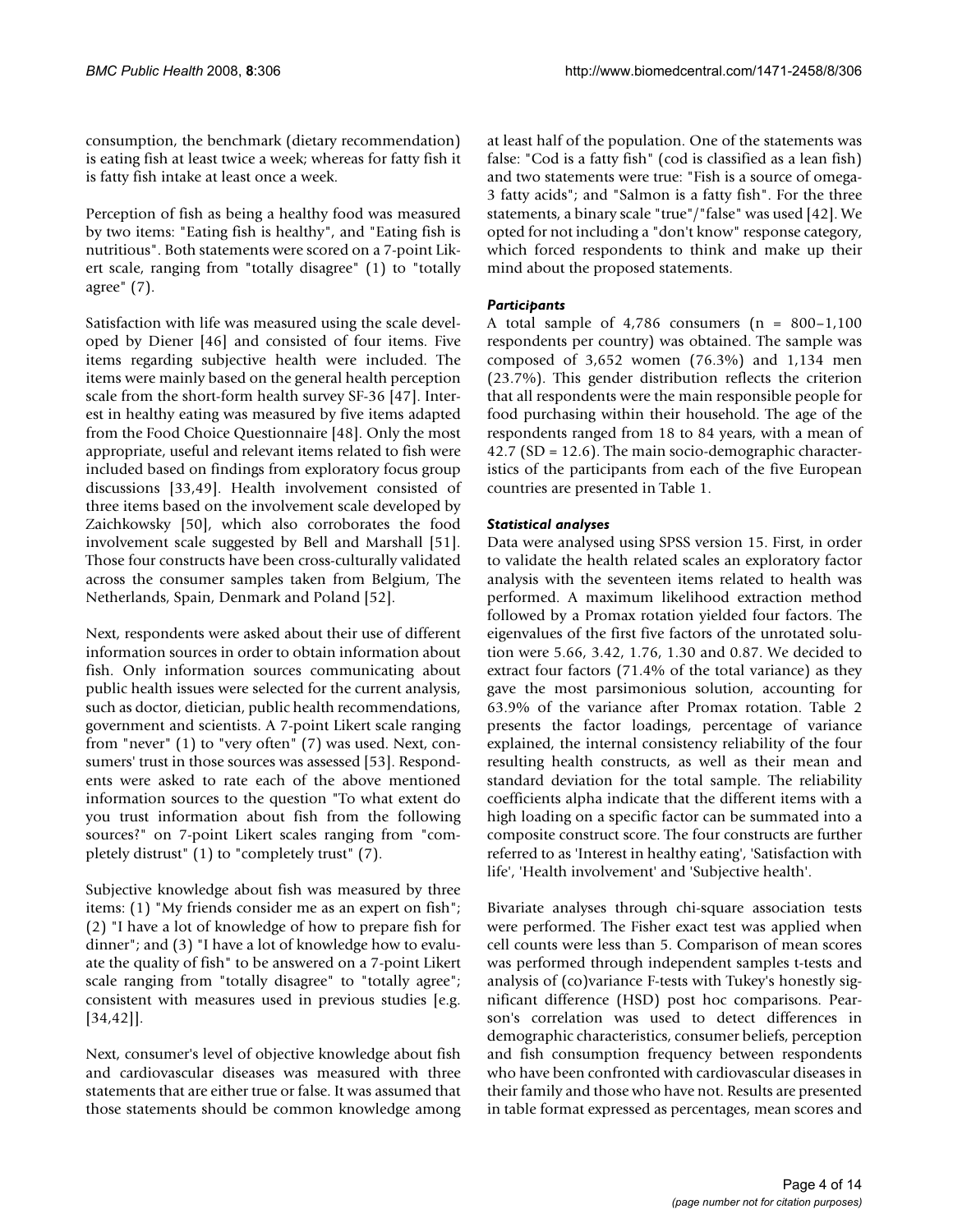consumption, the benchmark (dietary recommendation) is eating fish at least twice a week; whereas for fatty fish it is fatty fish intake at least once a week.

Perception of fish as being a healthy food was measured by two items: "Eating fish is healthy", and "Eating fish is nutritious". Both statements were scored on a 7-point Likert scale, ranging from "totally disagree" (1) to "totally agree" (7).

Satisfaction with life was measured using the scale developed by Diener [46] and consisted of four items. Five items regarding subjective health were included. The items were mainly based on the general health perception scale from the short-form health survey SF-36 [47]. Interest in healthy eating was measured by five items adapted from the Food Choice Questionnaire [48]. Only the most appropriate, useful and relevant items related to fish were included based on findings from exploratory focus group discussions [33,49]. Health involvement consisted of three items based on the involvement scale developed by Zaichkowsky [50], which also corroborates the food involvement scale suggested by Bell and Marshall [51]. Those four constructs have been cross-culturally validated across the consumer samples taken from Belgium, The Netherlands, Spain, Denmark and Poland [52].

Next, respondents were asked about their use of different information sources in order to obtain information about fish. Only information sources communicating about public health issues were selected for the current analysis, such as doctor, dietician, public health recommendations, government and scientists. A 7-point Likert scale ranging from "never" (1) to "very often" (7) was used. Next, consumers' trust in those sources was assessed [53]. Respondents were asked to rate each of the above mentioned information sources to the question "To what extent do you trust information about fish from the following sources?" on 7-point Likert scales ranging from "completely distrust" (1) to "completely trust" (7).

Subjective knowledge about fish was measured by three items: (1) "My friends consider me as an expert on fish"; (2) "I have a lot of knowledge of how to prepare fish for dinner"; and (3) "I have a lot of knowledge how to evaluate the quality of fish" to be answered on a 7-point Likert scale ranging from "totally disagree" to "totally agree"; consistent with measures used in previous studies [e.g. [34,42]].

Next, consumer's level of objective knowledge about fish and cardiovascular diseases was measured with three statements that are either true or false. It was assumed that those statements should be common knowledge among at least half of the population. One of the statements was false: "Cod is a fatty fish" (cod is classified as a lean fish) and two statements were true: "Fish is a source of omega-3 fatty acids"; and "Salmon is a fatty fish". For the three statements, a binary scale "true"/"false" was used [42]. We opted for not including a "don't know" response category, which forced respondents to think and make up their mind about the proposed statements.

### *Participants*

A total sample of 4,786 consumers (n = 800–1,100 respondents per country) was obtained. The sample was composed of 3,652 women (76.3%) and 1,134 men (23.7%). This gender distribution reflects the criterion that all respondents were the main responsible people for food purchasing within their household. The age of the respondents ranged from 18 to 84 years, with a mean of 42.7 (SD = 12.6). The main socio-demographic characteristics of the participants from each of the five European countries are presented in Table 1.

### *Statistical analyses*

Data were analysed using SPSS version 15. First, in order to validate the health related scales an exploratory factor analysis with the seventeen items related to health was performed. A maximum likelihood extraction method followed by a Promax rotation yielded four factors. The eigenvalues of the first five factors of the unrotated solution were 5.66, 3.42, 1.76, 1.30 and 0.87. We decided to extract four factors (71.4% of the total variance) as they gave the most parsimonious solution, accounting for 63.9% of the variance after Promax rotation. Table 2 presents the factor loadings, percentage of variance explained, the internal consistency reliability of the four resulting health constructs, as well as their mean and standard deviation for the total sample. The reliability coefficients alpha indicate that the different items with a high loading on a specific factor can be summated into a composite construct score. The four constructs are further referred to as 'Interest in healthy eating', 'Satisfaction with life', 'Health involvement' and 'Subjective health'.

Bivariate analyses through chi-square association tests were performed. The Fisher exact test was applied when cell counts were less than 5. Comparison of mean scores was performed through independent samples t-tests and analysis of (co)variance F-tests with Tukey's honestly significant difference (HSD) post hoc comparisons. Pearson's correlation was used to detect differences in demographic characteristics, consumer beliefs, perception and fish consumption frequency between respondents who have been confronted with cardiovascular diseases in their family and those who have not. Results are presented in table format expressed as percentages, mean scores and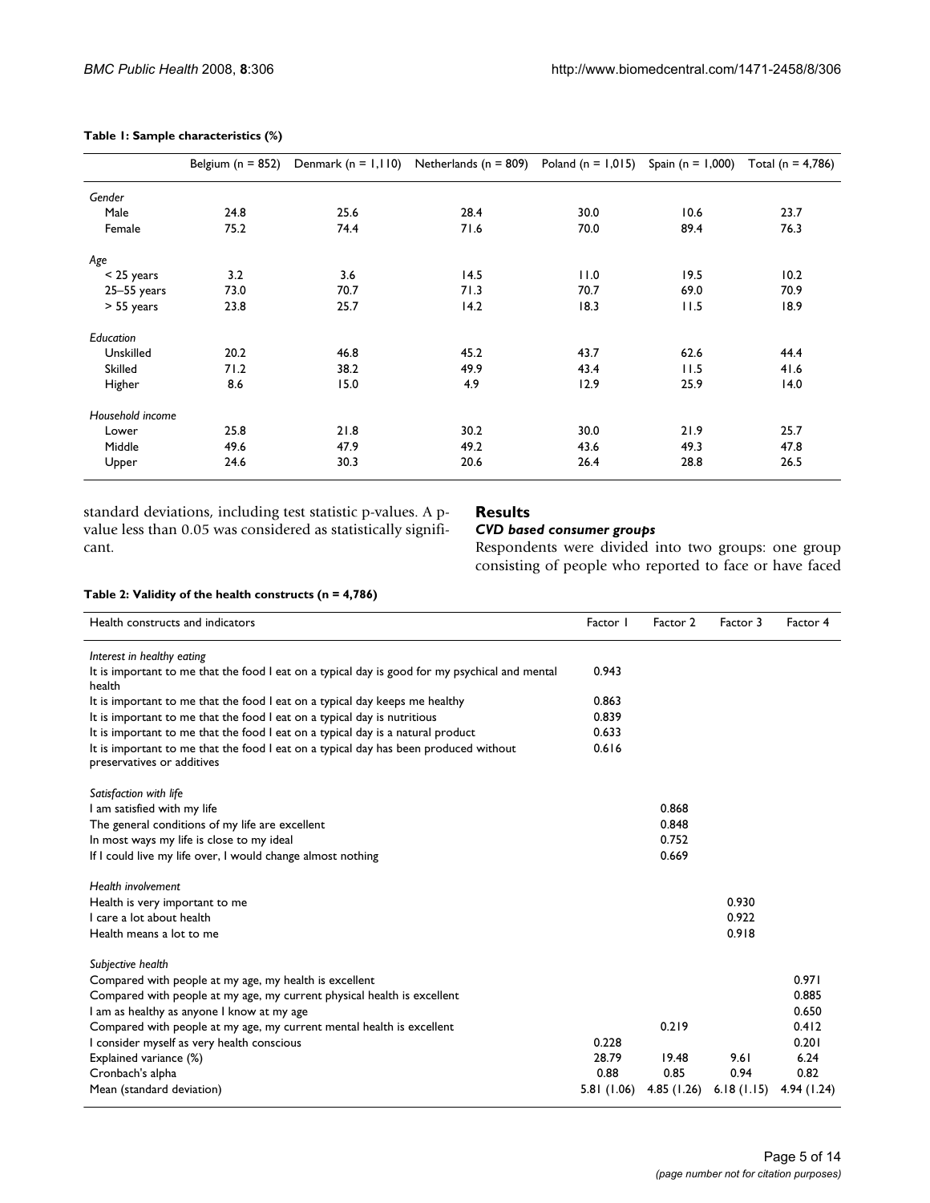**Table 1: Sample characteristics (%)**

| | Belgium (n = 852) | Denmark (n = 1,110) | Netherlands (n = 809) | Poland (n = 1,015) | Spain (n = 1,000) | Total (n = 4,786) |
|---|---|---|---|---|---|---|
| *Gender* | | | | | | |
| Male | 24.8 | 25.6 | 28.4 | 30.0 | 10.6 | 23.7 |
| Female | 75.2 | 74.4 | 71.6 | 70.0 | 89.4 | 76.3 |
| *Age* | | | | | | |
| < 25 years | 3.2 | 3.6 | 14.5 | 11.0 | 19.5 | 10.2 |
| 25–55 years | 73.0 | 70.7 | 71.3 | 70.7 | 69.0 | 70.9 |
| > 55 years | 23.8 | 25.7 | 14.2 | 18.3 | 11.5 | 18.9 |
| *Education* | | | | | | |
| Unskilled | 20.2 | 46.8 | 45.2 | 43.7 | 62.6 | 44.4 |
| Skilled | 71.2 | 38.2 | 49.9 | 43.4 | 11.5 | 41.6 |
| Higher | 8.6 | 15.0 | 4.9 | 12.9 | 25.9 | 14.0 |
| *Household income* | | | | | | |
| Lower | 25.8 | 21.8 | 30.2 | 30.0 | 21.9 | 25.7 |
| Middle | 49.6 | 47.9 | 49.2 | 43.6 | 49.3 | 47.8 |
| Upper | 24.6 | 30.3 | 20.6 | 26.4 | 28.8 | 26.5 |

standard deviations, including test statistic p-values. A p-value less than 0.05 was considered as statistically significant.

## Results

### *CVD based consumer groups*

Respondents were divided into two groups: one group consisting of people who reported to face or have faced

**Table 2: Validity of the health constructs (n = 4,786)**

| Health constructs and indicators | Factor 1 | Factor 2 | Factor 3 | Factor 4 |
|---|---|---|---|---|
| *Interest in healthy eating* | | | | |
| It is important to me that the food I eat on a typical day is good for my psychical and mental health | 0.943 | | | |
| It is important to me that the food I eat on a typical day keeps me healthy | 0.863 | | | |
| It is important to me that the food I eat on a typical day is nutritious | 0.839 | | | |
| It is important to me that the food I eat on a typical day is a natural product | 0.633 | | | |
| It is important to me that the food I eat on a typical day has been produced without preservatives or additives | 0.616 | | | |
| *Satisfaction with life* | | | | |
| I am satisfied with my life | | 0.868 | | |
| The general conditions of my life are excellent | | 0.848 | | |
| In most ways my life is close to my ideal | | 0.752 | | |
| If I could live my life over, I would change almost nothing | | 0.669 | | |
| *Health involvement* | | | | |
| Health is very important to me | | | 0.930 | |
| I care a lot about health | | | 0.922 | |
| Health means a lot to me | | | 0.918 | |
| *Subjective health* | | | | |
| Compared with people at my age, my health is excellent | | | | 0.971 |
| Compared with people at my age, my current physical health is excellent | | | | 0.885 |
| I am as healthy as anyone I know at my age | | | | 0.650 |
| Compared with people at my age, my current mental health is excellent | | 0.219 | | 0.412 |
| I consider myself as very health conscious | 0.228 | | | 0.201 |
| Explained variance (%) | 28.79 | 19.48 | 9.61 | 6.24 |
| Cronbach's alpha | 0.88 | 0.85 | 0.94 | 0.82 |
| Mean (standard deviation) | 5.81 (1.06) | 4.85 (1.26) | 6.18 (1.15) | 4.94 (1.24) |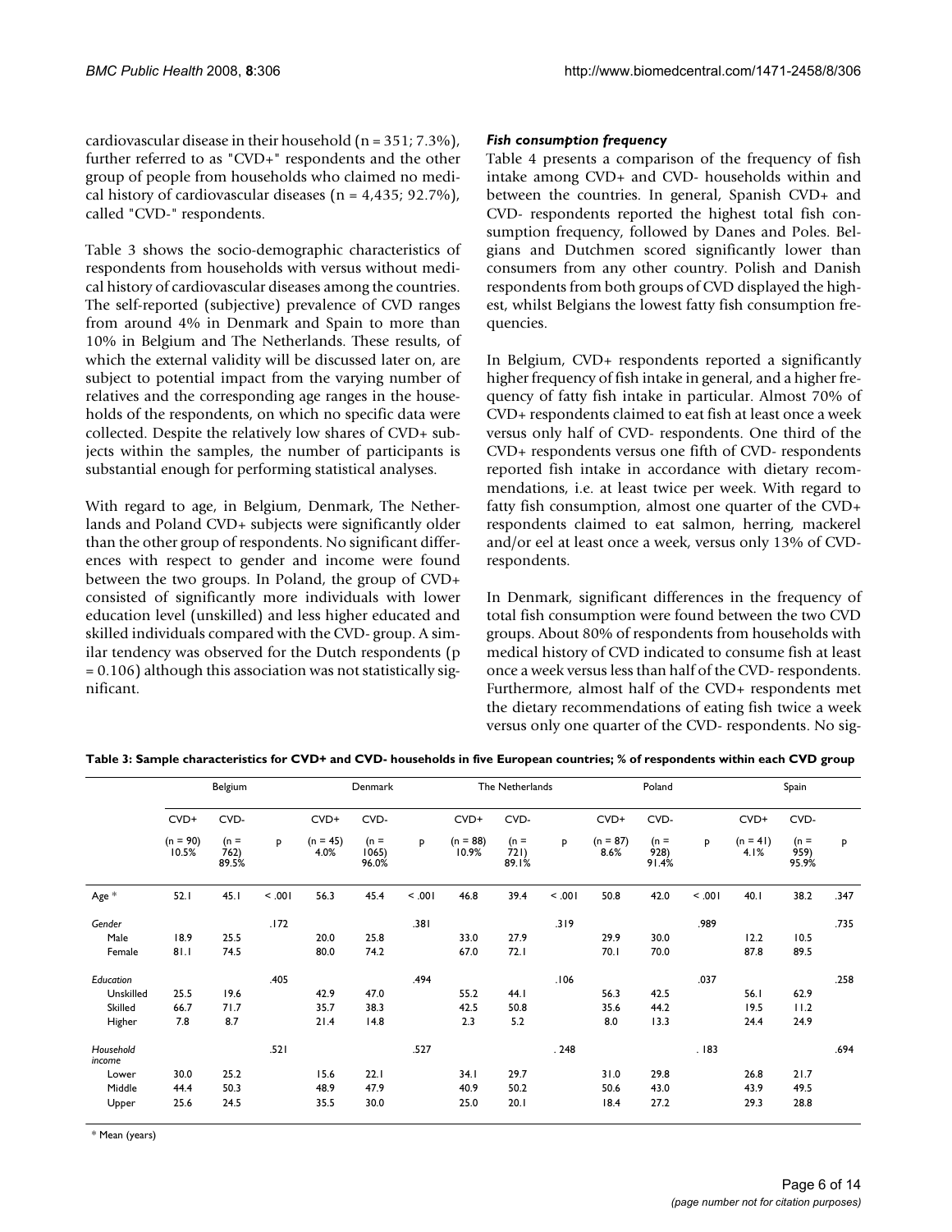cardiovascular disease in their household (n = 351; 7.3%), further referred to as "CVD+" respondents and the other group of people from households who claimed no medical history of cardiovascular diseases (n = 4,435; 92.7%), called "CVD-" respondents.

Table 3 shows the socio-demographic characteristics of respondents from households with versus without medical history of cardiovascular diseases among the countries. The self-reported (subjective) prevalence of CVD ranges from around 4% in Denmark and Spain to more than 10% in Belgium and The Netherlands. These results, of which the external validity will be discussed later on, are subject to potential impact from the varying number of relatives and the corresponding age ranges in the households of the respondents, on which no specific data were collected. Despite the relatively low shares of CVD+ subjects within the samples, the number of participants is substantial enough for performing statistical analyses.

With regard to age, in Belgium, Denmark, The Netherlands and Poland CVD+ subjects were significantly older than the other group of respondents. No significant differences with respect to gender and income were found between the two groups. In Poland, the group of CVD+ consisted of significantly more individuals with lower education level (unskilled) and less higher educated and skilled individuals compared with the CVD- group. A similar tendency was observed for the Dutch respondents (p = 0.106) although this association was not statistically significant.

### *Fish consumption frequency*

Table 4 presents a comparison of the frequency of fish intake among CVD+ and CVD- households within and between the countries. In general, Spanish CVD+ and CVD- respondents reported the highest total fish consumption frequency, followed by Danes and Poles. Belgians and Dutchmen scored significantly lower than consumers from any other country. Polish and Danish respondents from both groups of CVD displayed the highest, whilst Belgians the lowest fatty fish consumption frequencies.

In Belgium, CVD+ respondents reported a significantly higher frequency of fish intake in general, and a higher frequency of fatty fish intake in particular. Almost 70% of CVD+ respondents claimed to eat fish at least once a week versus only half of CVD- respondents. One third of the CVD+ respondents versus one fifth of CVD- respondents reported fish intake in accordance with dietary recommendations, i.e. at least twice per week. With regard to fatty fish consumption, almost one quarter of the CVD+ respondents claimed to eat salmon, herring, mackerel and/or eel at least once a week, versus only 13% of CVD- respondents.

In Denmark, significant differences in the frequency of total fish consumption were found between the two CVD groups. About 80% of respondents from households with medical history of CVD indicated to consume fish at least once a week versus less than half of the CVD- respondents. Furthermore, almost half of the CVD+ respondents met the dietary recommendations of eating fish twice a week versus only one quarter of the CVD- respondents. No sig-

**Table 3: Sample characteristics for CVD+ and CVD- households in five European countries; % of respondents within each CVD group**

| | Belgium | | | Denmark | | | The Netherlands | | | Poland | | | Spain | | |
|---|---|---|---|---|---|---|---|---|---|---|---|---|---|---|---|
| | CVD+ | CVD- | | CVD+ | CVD- | | CVD+ | CVD- | | CVD+ | CVD- | | CVD+ | CVD- | |
| | (n = 90) 10.5% | (n = 762) 89.5% | p | (n = 45) 4.0% | (n = 1065) 96.0% | p | (n = 88) 10.9% | (n = 721) 89.1% | p | (n = 87) 8.6% | (n = 928) 91.4% | p | (n = 41) 4.1% | (n = 959) 95.9% | p |
| Age * | 52.1 | 45.1 | < .001 | 56.3 | 45.4 | < .001 | 46.8 | 39.4 | < .001 | 50.8 | 42.0 | < .001 | 40.1 | 38.2 | .347 |
| *Gender* | | | .172 | | | .381 | | | .319 | | | .989 | | | .735 |
| Male | 18.9 | 25.5 | | 20.0 | 25.8 | | 33.0 | 27.9 | | 29.9 | 30.0 | | 12.2 | 10.5 | |
| Female | 81.1 | 74.5 | | 80.0 | 74.2 | | 67.0 | 72.1 | | 70.1 | 70.0 | | 87.8 | 89.5 | |
| *Education* | | | .405 | | | .494 | | | .106 | | | .037 | | | .258 |
| Unskilled | 25.5 | 19.6 | | 42.9 | 47.0 | | 55.2 | 44.1 | | 56.3 | 42.5 | | 56.1 | 62.9 | |
| Skilled | 66.7 | 71.7 | | 35.7 | 38.3 | | 42.5 | 50.8 | | 35.6 | 44.2 | | 19.5 | 11.2 | |
| Higher | 7.8 | 8.7 | | 21.4 | 14.8 | | 2.3 | 5.2 | | 8.0 | 13.3 | | 24.4 | 24.9 | |
| *Household income* | | | .521 | | | .527 | | | . 248 | | | . 183 | | | .694 |
| Lower | 30.0 | 25.2 | | 15.6 | 22.1 | | 34.1 | 29.7 | | 31.0 | 29.8 | | 26.8 | 21.7 | |
| Middle | 44.4 | 50.3 | | 48.9 | 47.9 | | 40.9 | 50.2 | | 50.6 | 43.0 | | 43.9 | 49.5 | |
| Upper | 25.6 | 24.5 | | 35.5 | 30.0 | | 25.0 | 20.1 | | 18.4 | 27.2 | | 29.3 | 28.8 | |

* Mean (years)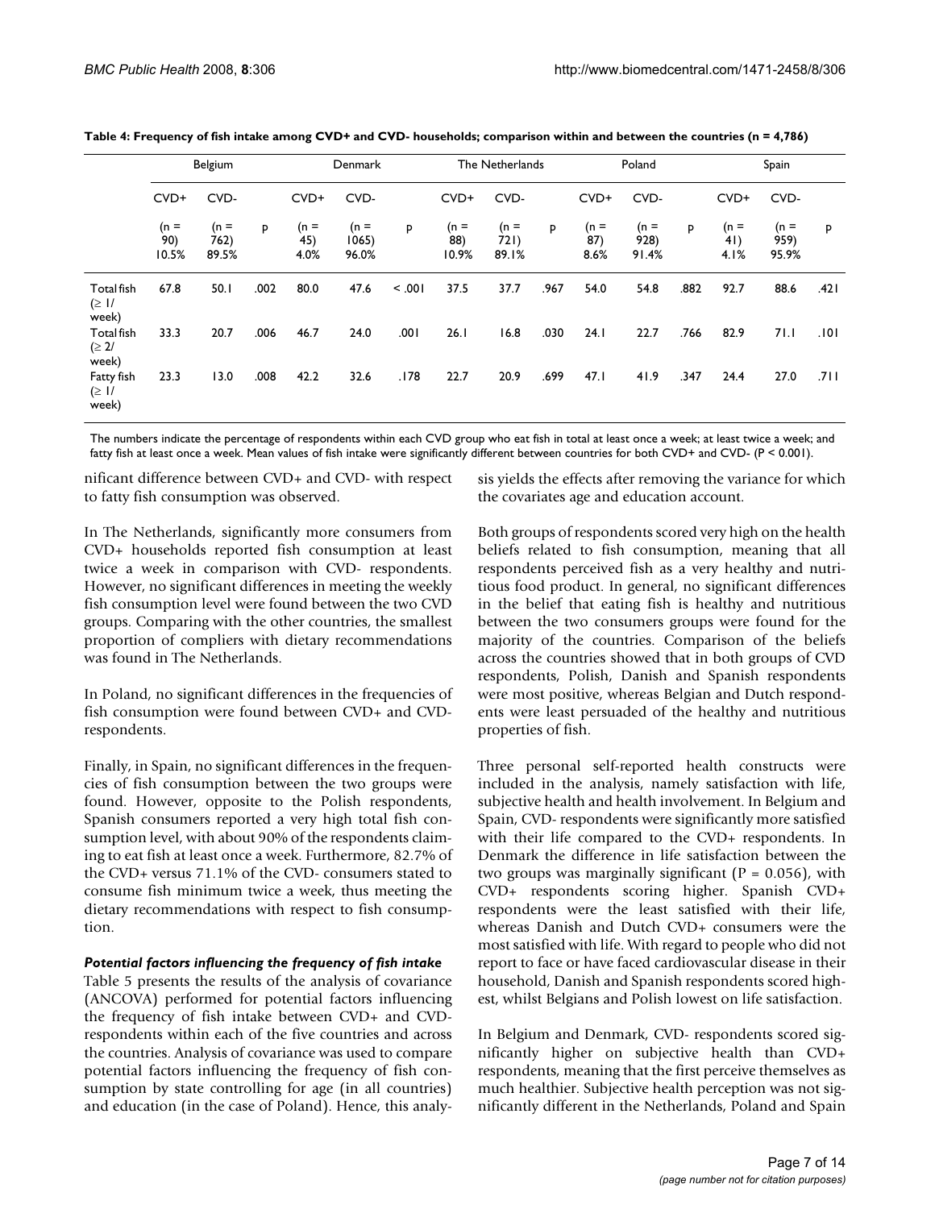**Table 4: Frequency of fish intake among CVD+ and CVD- households; comparison within and between the countries (n = 4,786)**

| | Belgium | | | Denmark | | | The Netherlands | | | Poland | | | Spain | | |
|---|---|---|---|---|---|---|---|---|---|---|---|---|---|---|---|
| | CVD+ | CVD- | | CVD+ | CVD- | | CVD+ | CVD- | | CVD+ | CVD- | | CVD+ | CVD- | |
| | (n = 90) 10.5% | (n = 762) 89.5% | P | (n = 45) 4.0% | (n = 1065) 96.0% | P | (n = 88) 10.9% | (n = 721) 89.1% | P | (n = 87) 8.6% | (n = 928) 91.4% | P | (n = 41) 4.1% | (n = 959) 95.9% | P |
| Total fish (≥ 1/ week) | 67.8 | 50.1 | .002 | 80.0 | 47.6 | < .001 | 37.5 | 37.7 | .967 | 54.0 | 54.8 | .882 | 92.7 | 88.6 | .421 |
| Total fish (≥ 2/ week) | 33.3 | 20.7 | .006 | 46.7 | 24.0 | .001 | 26.1 | 16.8 | .030 | 24.1 | 22.7 | .766 | 82.9 | 71.1 | .101 |
| Fatty fish (≥ 1/ week) | 23.3 | 13.0 | .008 | 42.2 | 32.6 | .178 | 22.7 | 20.9 | .699 | 47.1 | 41.9 | .347 | 24.4 | 27.0 | .711 |

The numbers indicate the percentage of respondents within each CVD group who eat fish in total at least once a week; at least twice a week; and fatty fish at least once a week. Mean values of fish intake were significantly different between countries for both CVD+ and CVD- ($P < 0.001$).

nificant difference between CVD+ and CVD- with respect to fatty fish consumption was observed.

In The Netherlands, significantly more consumers from CVD+ households reported fish consumption at least twice a week in comparison with CVD- respondents. However, no significant differences in meeting the weekly fish consumption level were found between the two CVD groups. Comparing with the other countries, the smallest proportion of compliers with dietary recommendations was found in The Netherlands.

In Poland, no significant differences in the frequencies of fish consumption were found between CVD+ and CVD- respondents.

Finally, in Spain, no significant differences in the frequencies of fish consumption between the two groups were found. However, opposite to the Polish respondents, Spanish consumers reported a very high total fish consumption level, with about 90% of the respondents claiming to eat fish at least once a week. Furthermore, 82.7% of the CVD+ versus 71.1% of the CVD- consumers stated to consume fish minimum twice a week, thus meeting the dietary recommendations with respect to fish consumption.

### *Potential factors influencing the frequency of fish intake*

Table 5 presents the results of the analysis of covariance (ANCOVA) performed for potential factors influencing the frequency of fish intake between CVD+ and CVD- respondents within each of the five countries and across the countries. Analysis of covariance was used to compare potential factors influencing the frequency of fish consumption by state controlling for age (in all countries) and education (in the case of Poland). Hence, this analysis yields the effects after removing the variance for which the covariates age and education account.

Both groups of respondents scored very high on the health beliefs related to fish consumption, meaning that all respondents perceived fish as a very healthy and nutritious food product. In general, no significant differences in the belief that eating fish is healthy and nutritious between the two consumers groups were found for the majority of the countries. Comparison of the beliefs across the countries showed that in both groups of CVD respondents, Polish, Danish and Spanish respondents were most positive, whereas Belgian and Dutch respondents were least persuaded of the healthy and nutritious properties of fish.

Three personal self-reported health constructs were included in the analysis, namely satisfaction with life, subjective health and health involvement. In Belgium and Spain, CVD- respondents were significantly more satisfied with their life compared to the CVD+ respondents. In Denmark the difference in life satisfaction between the two groups was marginally significant ($P = 0.056$), with CVD+ respondents scoring higher. Spanish CVD+ respondents were the least satisfied with their life, whereas Danish and Dutch CVD+ consumers were the most satisfied with life. With regard to people who did not report to face or have faced cardiovascular disease in their household, Danish and Spanish respondents scored highest, whilst Belgians and Polish lowest on life satisfaction.

In Belgium and Denmark, CVD- respondents scored significantly higher on subjective health than CVD+ respondents, meaning that the first perceive themselves as much healthier. Subjective health perception was not significantly different in the Netherlands, Poland and Spain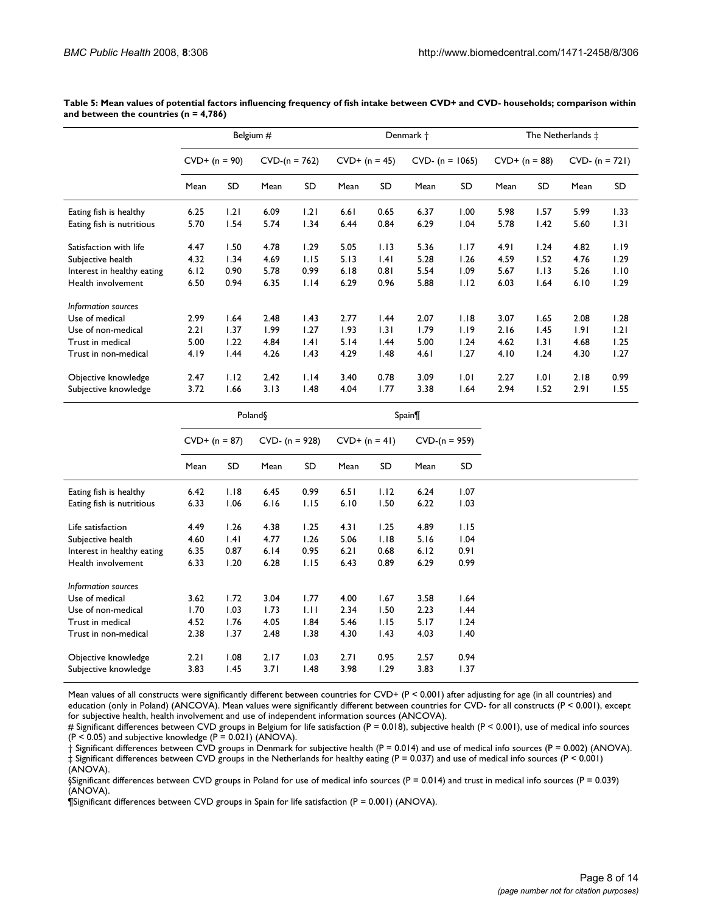**Table 5: Mean values of potential factors influencing frequency of fish intake between CVD+ and CVD- households; comparison within and between the countries (n = 4,786)**

| | Belgium # | | | | Denmark † | | | | The Netherlands ‡ | | | |
|---|---|---|---|---|---|---|---|---|---|---|---|---|
| | CVD+ (n = 90) | | CVD-(n = 762) | | CVD+ (n = 45) | | CVD- (n = 1065) | | CVD+ (n = 88) | | CVD- (n = 721) | |
| | Mean | SD | Mean | SD | Mean | SD | Mean | SD | Mean | SD | Mean | SD |
| Eating fish is healthy | 6.25 | 1.21 | 6.09 | 1.21 | 6.61 | 0.65 | 6.37 | 1.00 | 5.98 | 1.57 | 5.99 | 1.33 |
| Eating fish is nutritious | 5.70 | 1.54 | 5.74 | 1.34 | 6.44 | 0.84 | 6.29 | 1.04 | 5.78 | 1.42 | 5.60 | 1.31 |
| Satisfaction with life | 4.47 | 1.50 | 4.78 | 1.29 | 5.05 | 1.13 | 5.36 | 1.17 | 4.91 | 1.24 | 4.82 | 1.19 |
| Subjective health | 4.32 | 1.34 | 4.69 | 1.15 | 5.13 | 1.41 | 5.28 | 1.26 | 4.59 | 1.52 | 4.76 | 1.29 |
| Interest in healthy eating | 6.12 | 0.90 | 5.78 | 0.99 | 6.18 | 0.81 | 5.54 | 1.09 | 5.67 | 1.13 | 5.26 | 1.10 |
| Health involvement | 6.50 | 0.94 | 6.35 | 1.14 | 6.29 | 0.96 | 5.88 | 1.12 | 6.03 | 1.64 | 6.10 | 1.29 |
| *Information sources* | | | | | | | | | | | | |
| Use of medical | 2.99 | 1.64 | 2.48 | 1.43 | 2.77 | 1.44 | 2.07 | 1.18 | 3.07 | 1.65 | 2.08 | 1.28 |
| Use of non-medical | 2.21 | 1.37 | 1.99 | 1.27 | 1.93 | 1.31 | 1.79 | 1.19 | 2.16 | 1.45 | 1.91 | 1.21 |
| Trust in medical | 5.00 | 1.22 | 4.84 | 1.41 | 5.14 | 1.44 | 5.00 | 1.24 | 4.62 | 1.31 | 4.68 | 1.25 |
| Trust in non-medical | 4.19 | 1.44 | 4.26 | 1.43 | 4.29 | 1.48 | 4.61 | 1.27 | 4.10 | 1.24 | 4.30 | 1.27 |
| Objective knowledge | 2.47 | 1.12 | 2.42 | 1.14 | 3.40 | 0.78 | 3.09 | 1.01 | 2.27 | 1.01 | 2.18 | 0.99 |
| Subjective knowledge | 3.72 | 1.66 | 3.13 | 1.48 | 4.04 | 1.77 | 3.38 | 1.64 | 2.94 | 1.52 | 2.91 | 1.55 |

| | Poland§ | | | | Spain¶ | | | |
|---|---|---|---|---|---|---|---|---|
| | CVD+ (n = 87) | | CVD- (n = 928) | | CVD+ (n = 41) | | CVD-(n = 959) | |
| | Mean | SD | Mean | SD | Mean | SD | Mean | SD |
| Eating fish is healthy | 6.42 | 1.18 | 6.45 | 0.99 | 6.51 | 1.12 | 6.24 | 1.07 |
| Eating fish is nutritious | 6.33 | 1.06 | 6.16 | 1.15 | 6.10 | 1.50 | 6.22 | 1.03 |
| Life satisfaction | 4.49 | 1.26 | 4.38 | 1.25 | 4.31 | 1.25 | 4.89 | 1.15 |
| Subjective health | 4.60 | 1.41 | 4.77 | 1.26 | 5.06 | 1.18 | 5.16 | 1.04 |
| Interest in healthy eating | 6.35 | 0.87 | 6.14 | 0.95 | 6.21 | 0.68 | 6.12 | 0.91 |
| Health involvement | 6.33 | 1.20 | 6.28 | 1.15 | 6.43 | 0.89 | 6.29 | 0.99 |
| *Information sources* | | | | | | | | |
| Use of medical | 3.62 | 1.72 | 3.04 | 1.77 | 4.00 | 1.67 | 3.58 | 1.64 |
| Use of non-medical | 1.70 | 1.03 | 1.73 | 1.11 | 2.34 | 1.50 | 2.23 | 1.44 |
| Trust in medical | 4.52 | 1.76 | 4.05 | 1.84 | 5.46 | 1.15 | 5.17 | 1.24 |
| Trust in non-medical | 2.38 | 1.37 | 2.48 | 1.38 | 4.30 | 1.43 | 4.03 | 1.40 |
| Objective knowledge | 2.21 | 1.08 | 2.17 | 1.03 | 2.71 | 0.95 | 2.57 | 0.94 |
| Subjective knowledge | 3.83 | 1.45 | 3.71 | 1.48 | 3.98 | 1.29 | 3.83 | 1.37 |

Mean values of all constructs were significantly different between countries for CVD+ ($P < 0.001$) after adjusting for age (in all countries) and education (only in Poland) (ANCOVA). Mean values were significantly different between countries for CVD- for all constructs ($P < 0.001$), except for subjective health, health involvement and use of independent information sources (ANCOVA).

# Significant differences between CVD groups in Belgium for life satisfaction ($P = 0.018$), subjective health ($P < 0.001$), use of medical info sources ($P < 0.05$) and subjective knowledge ($P = 0.021$) (ANOVA).

† Significant differences between CVD groups in Denmark for subjective health ($P = 0.014$) and use of medical info sources ($P = 0.002$) (ANOVA).

‡ Significant differences between CVD groups in the Netherlands for healthy eating ($P = 0.037$) and use of medical info sources ($P < 0.001$) (ANOVA).

§Significant differences between CVD groups in Poland for use of medical info sources ($P = 0.014$) and trust in medical info sources ($P = 0.039$) (ANOVA).

¶Significant differences between CVD groups in Spain for life satisfaction ($P = 0.001$) (ANOVA).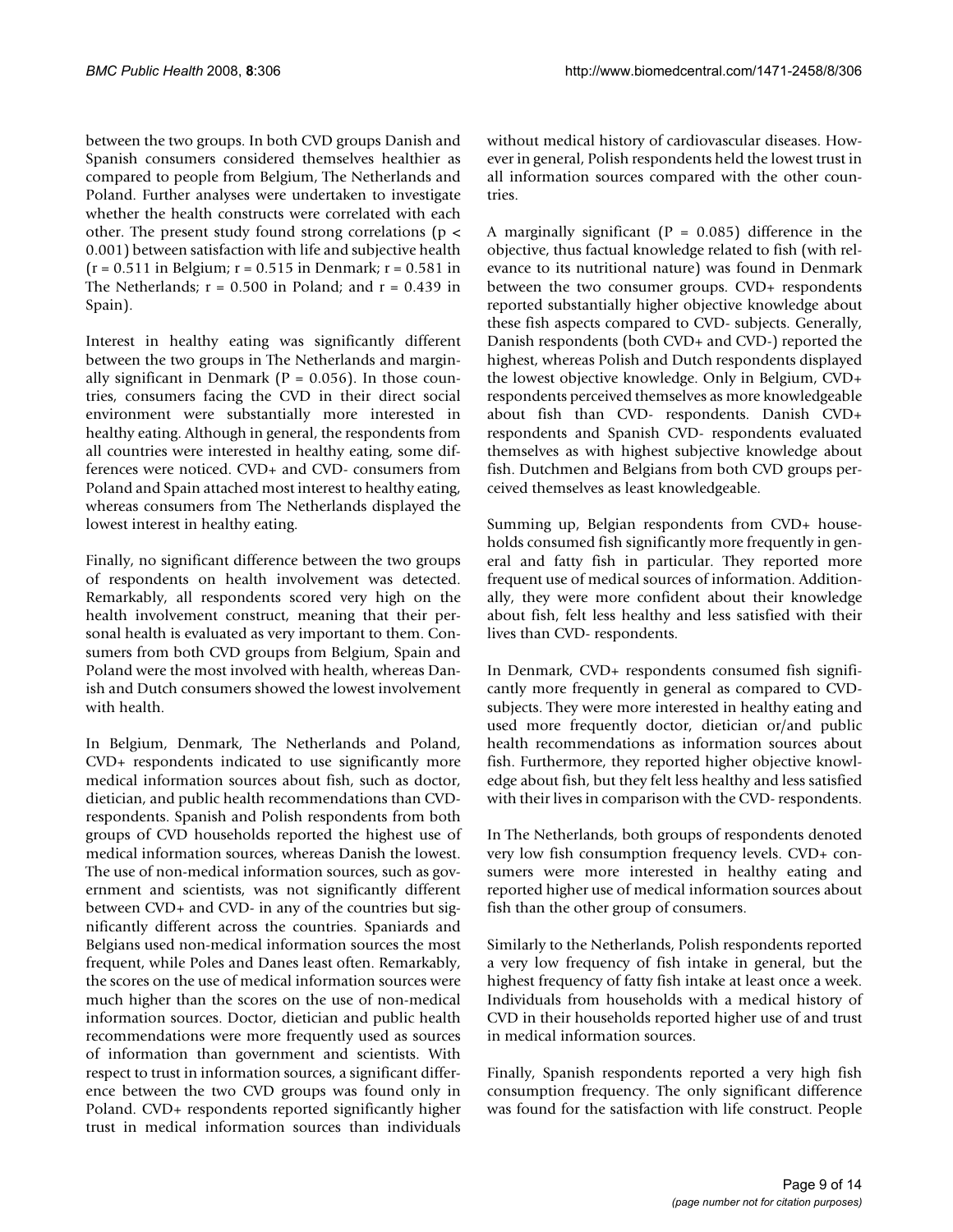between the two groups. In both CVD groups Danish and Spanish consumers considered themselves healthier as compared to people from Belgium, The Netherlands and Poland. Further analyses were undertaken to investigate whether the health constructs were correlated with each other. The present study found strong correlations ($p < 0.001$) between satisfaction with life and subjective health ($r = 0.511$ in Belgium; $r = 0.515$ in Denmark; $r = 0.581$ in The Netherlands; $r = 0.500$ in Poland; and $r = 0.439$ in Spain).

Interest in healthy eating was significantly different between the two groups in The Netherlands and marginally significant in Denmark ($P = 0.056$). In those countries, consumers facing the CVD in their direct social environment were substantially more interested in healthy eating. Although in general, the respondents from all countries were interested in healthy eating, some differences were noticed. CVD+ and CVD- consumers from Poland and Spain attached most interest to healthy eating, whereas consumers from The Netherlands displayed the lowest interest in healthy eating.

Finally, no significant difference between the two groups of respondents on health involvement was detected. Remarkably, all respondents scored very high on the health involvement construct, meaning that their personal health is evaluated as very important to them. Consumers from both CVD groups from Belgium, Spain and Poland were the most involved with health, whereas Danish and Dutch consumers showed the lowest involvement with health.

In Belgium, Denmark, The Netherlands and Poland, CVD+ respondents indicated to use significantly more medical information sources about fish, such as doctor, dietician, and public health recommendations than CVD- respondents. Spanish and Polish respondents from both groups of CVD households reported the highest use of medical information sources, whereas Danish the lowest. The use of non-medical information sources, such as government and scientists, was not significantly different between CVD+ and CVD- in any of the countries but significantly different across the countries. Spaniards and Belgians used non-medical information sources the most frequent, while Poles and Danes least often. Remarkably, the scores on the use of medical information sources were much higher than the scores on the use of non-medical information sources. Doctor, dietician and public health recommendations were more frequently used as sources of information than government and scientists. With respect to trust in information sources, a significant difference between the two CVD groups was found only in Poland. CVD+ respondents reported significantly higher trust in medical information sources than individuals without medical history of cardiovascular diseases. However in general, Polish respondents held the lowest trust in all information sources compared with the other countries.

A marginally significant ($P = 0.085$) difference in the objective, thus factual knowledge related to fish (with relevance to its nutritional nature) was found in Denmark between the two consumer groups. CVD+ respondents reported substantially higher objective knowledge about these fish aspects compared to CVD- subjects. Generally, Danish respondents (both CVD+ and CVD-) reported the highest, whereas Polish and Dutch respondents displayed the lowest objective knowledge. Only in Belgium, CVD+ respondents perceived themselves as more knowledgeable about fish than CVD- respondents. Danish CVD+ respondents and Spanish CVD- respondents evaluated themselves as with highest subjective knowledge about fish. Dutchmen and Belgians from both CVD groups perceived themselves as least knowledgeable.

Summing up, Belgian respondents from CVD+ households consumed fish significantly more frequently in general and fatty fish in particular. They reported more frequent use of medical sources of information. Additionally, they were more confident about their knowledge about fish, felt less healthy and less satisfied with their lives than CVD- respondents.

In Denmark, CVD+ respondents consumed fish significantly more frequently in general as compared to CVD- subjects. They were more interested in healthy eating and used more frequently doctor, dietician or/and public health recommendations as information sources about fish. Furthermore, they reported higher objective knowledge about fish, but they felt less healthy and less satisfied with their lives in comparison with the CVD- respondents.

In The Netherlands, both groups of respondents denoted very low fish consumption frequency levels. CVD+ consumers were more interested in healthy eating and reported higher use of medical information sources about fish than the other group of consumers.

Similarly to the Netherlands, Polish respondents reported a very low frequency of fish intake in general, but the highest frequency of fatty fish intake at least once a week. Individuals from households with a medical history of CVD in their households reported higher use of and trust in medical information sources.

Finally, Spanish respondents reported a very high fish consumption frequency. The only significant difference was found for the satisfaction with life construct. People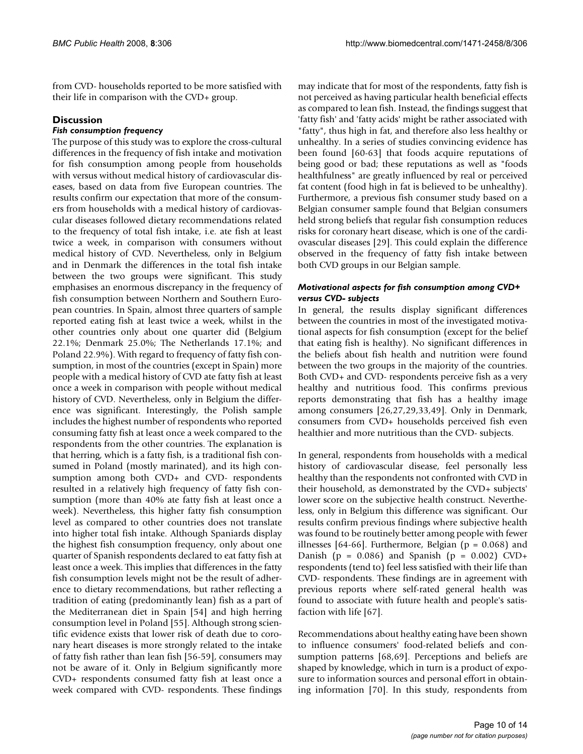from CVD- households reported to be more satisfied with their life in comparison with the CVD+ group.

## Discussion

### *Fish consumption frequency*

The purpose of this study was to explore the cross-cultural differences in the frequency of fish intake and motivation for fish consumption among people from households with versus without medical history of cardiovascular diseases, based on data from five European countries. The results confirm our expectation that more of the consumers from households with a medical history of cardiovascular diseases followed dietary recommendations related to the frequency of total fish intake, i.e. ate fish at least twice a week, in comparison with consumers without medical history of CVD. Nevertheless, only in Belgium and in Denmark the differences in the total fish intake between the two groups were significant. This study emphasises an enormous discrepancy in the frequency of fish consumption between Northern and Southern European countries. In Spain, almost three quarters of sample reported eating fish at least twice a week, whilst in the other countries only about one quarter did (Belgium 22.1%; Denmark 25.0%; The Netherlands 17.1%; and Poland 22.9%). With regard to frequency of fatty fish consumption, in most of the countries (except in Spain) more people with a medical history of CVD ate fatty fish at least once a week in comparison with people without medical history of CVD. Nevertheless, only in Belgium the difference was significant. Interestingly, the Polish sample includes the highest number of respondents who reported consuming fatty fish at least once a week compared to the respondents from the other countries. The explanation is that herring, which is a fatty fish, is a traditional fish consumed in Poland (mostly marinated), and its high consumption among both CVD+ and CVD- respondents resulted in a relatively high frequency of fatty fish consumption (more than 40% ate fatty fish at least once a week). Nevertheless, this higher fatty fish consumption level as compared to other countries does not translate into higher total fish intake. Although Spaniards display the highest fish consumption frequency, only about one quarter of Spanish respondents declared to eat fatty fish at least once a week. This implies that differences in the fatty fish consumption levels might not be the result of adherence to dietary recommendations, but rather reflecting a tradition of eating (predominantly lean) fish as a part of the Mediterranean diet in Spain [54] and high herring consumption level in Poland [55]. Although strong scientific evidence exists that lower risk of death due to coronary heart diseases is more strongly related to the intake of fatty fish rather than lean fish [56-59], consumers may not be aware of it. Only in Belgium significantly more CVD+ respondents consumed fatty fish at least once a week compared with CVD- respondents. These findings may indicate that for most of the respondents, fatty fish is not perceived as having particular health beneficial effects as compared to lean fish. Instead, the findings suggest that 'fatty fish' and 'fatty acids' might be rather associated with "fatty", thus high in fat, and therefore also less healthy or unhealthy. In a series of studies convincing evidence has been found [60-63] that foods acquire reputations of being good or bad; these reputations as well as "foods healthfulness" are greatly influenced by real or perceived fat content (food high in fat is believed to be unhealthy). Furthermore, a previous fish consumer study based on a Belgian consumer sample found that Belgian consumers held strong beliefs that regular fish consumption reduces risks for coronary heart disease, which is one of the cardiovascular diseases [29]. This could explain the difference observed in the frequency of fatty fish intake between both CVD groups in our Belgian sample.

### *Motivational aspects for fish consumption among CVD+ versus CVD- subjects*

In general, the results display significant differences between the countries in most of the investigated motivational aspects for fish consumption (except for the belief that eating fish is healthy). No significant differences in the beliefs about fish health and nutrition were found between the two groups in the majority of the countries. Both CVD+ and CVD- respondents perceive fish as a very healthy and nutritious food. This confirms previous reports demonstrating that fish has a healthy image among consumers [26,27,29,33,49]. Only in Denmark, consumers from CVD+ households perceived fish even healthier and more nutritious than the CVD- subjects.

In general, respondents from households with a medical history of cardiovascular disease, feel personally less healthy than the respondents not confronted with CVD in their household, as demonstrated by the CVD+ subjects' lower score on the subjective health construct. Nevertheless, only in Belgium this difference was significant. Our results confirm previous findings where subjective health was found to be routinely better among people with fewer illnesses [64-66]. Furthermore, Belgian ($p = 0.068$) and Danish ($p = 0.086$) and Spanish ($p = 0.002$) CVD+ respondents (tend to) feel less satisfied with their life than CVD- respondents. These findings are in agreement with previous reports where self-rated general health was found to associate with future health and people's satisfaction with life [67].

Recommendations about healthy eating have been shown to influence consumers' food-related beliefs and consumption patterns [68,69]. Perceptions and beliefs are shaped by knowledge, which in turn is a product of exposure to information sources and personal effort in obtaining information [70]. In this study, respondents from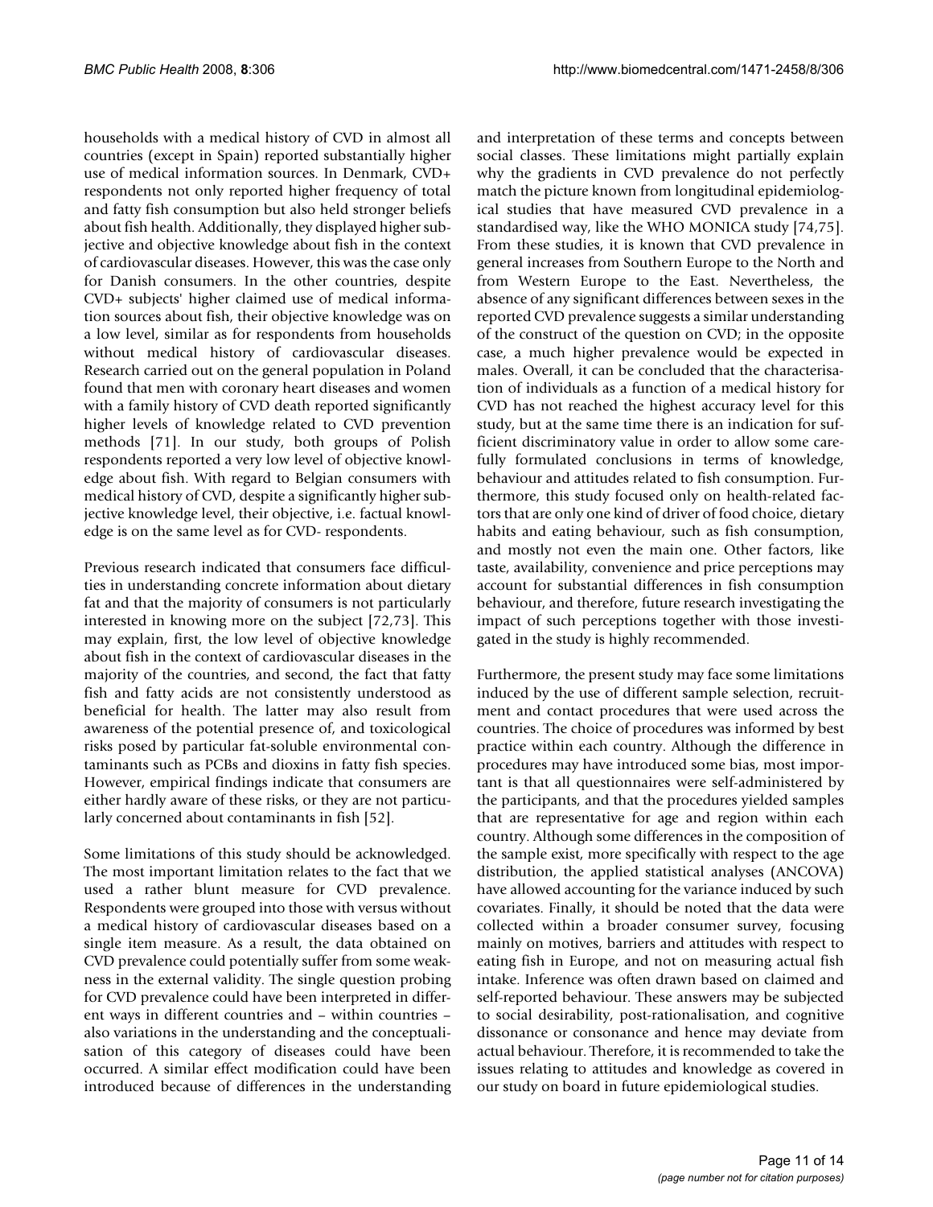households with a medical history of CVD in almost all countries (except in Spain) reported substantially higher use of medical information sources. In Denmark, CVD+ respondents not only reported higher frequency of total and fatty fish consumption but also held stronger beliefs about fish health. Additionally, they displayed higher subjective and objective knowledge about fish in the context of cardiovascular diseases. However, this was the case only for Danish consumers. In the other countries, despite CVD+ subjects' higher claimed use of medical information sources about fish, their objective knowledge was on a low level, similar as for respondents from households without medical history of cardiovascular diseases. Research carried out on the general population in Poland found that men with coronary heart diseases and women with a family history of CVD death reported significantly higher levels of knowledge related to CVD prevention methods [71]. In our study, both groups of Polish respondents reported a very low level of objective knowledge about fish. With regard to Belgian consumers with medical history of CVD, despite a significantly higher subjective knowledge level, their objective, i.e. factual knowledge is on the same level as for CVD- respondents.

Previous research indicated that consumers face difficulties in understanding concrete information about dietary fat and that the majority of consumers is not particularly interested in knowing more on the subject [72,73]. This may explain, first, the low level of objective knowledge about fish in the context of cardiovascular diseases in the majority of the countries, and second, the fact that fatty fish and fatty acids are not consistently understood as beneficial for health. The latter may also result from awareness of the potential presence of, and toxicological risks posed by particular fat-soluble environmental contaminants such as PCBs and dioxins in fatty fish species. However, empirical findings indicate that consumers are either hardly aware of these risks, or they are not particularly concerned about contaminants in fish [52].

Some limitations of this study should be acknowledged. The most important limitation relates to the fact that we used a rather blunt measure for CVD prevalence. Respondents were grouped into those with versus without a medical history of cardiovascular diseases based on a single item measure. As a result, the data obtained on CVD prevalence could potentially suffer from some weakness in the external validity. The single question probing for CVD prevalence could have been interpreted in different ways in different countries and – within countries – also variations in the understanding and the conceptualisation of this category of diseases could have been occurred. A similar effect modification could have been introduced because of differences in the understanding and interpretation of these terms and concepts between social classes. These limitations might partially explain why the gradients in CVD prevalence do not perfectly match the picture known from longitudinal epidemiological studies that have measured CVD prevalence in a standardised way, like the WHO MONICA study [74,75]. From these studies, it is known that CVD prevalence in general increases from Southern Europe to the North and from Western Europe to the East. Nevertheless, the absence of any significant differences between sexes in the reported CVD prevalence suggests a similar understanding of the construct of the question on CVD; in the opposite case, a much higher prevalence would be expected in males. Overall, it can be concluded that the characterisation of individuals as a function of a medical history for CVD has not reached the highest accuracy level for this study, but at the same time there is an indication for sufficient discriminatory value in order to allow some carefully formulated conclusions in terms of knowledge, behaviour and attitudes related to fish consumption. Furthermore, this study focused only on health-related factors that are only one kind of driver of food choice, dietary habits and eating behaviour, such as fish consumption, and mostly not even the main one. Other factors, like taste, availability, convenience and price perceptions may account for substantial differences in fish consumption behaviour, and therefore, future research investigating the impact of such perceptions together with those investigated in the study is highly recommended.

Furthermore, the present study may face some limitations induced by the use of different sample selection, recruitment and contact procedures that were used across the countries. The choice of procedures was informed by best practice within each country. Although the difference in procedures may have introduced some bias, most important is that all questionnaires were self-administered by the participants, and that the procedures yielded samples that are representative for age and region within each country. Although some differences in the composition of the sample exist, more specifically with respect to the age distribution, the applied statistical analyses (ANCOVA) have allowed accounting for the variance induced by such covariates. Finally, it should be noted that the data were collected within a broader consumer survey, focusing mainly on motives, barriers and attitudes with respect to eating fish in Europe, and not on measuring actual fish intake. Inference was often drawn based on claimed and self-reported behaviour. These answers may be subjected to social desirability, post-rationalisation, and cognitive dissonance or consonance and hence may deviate from actual behaviour. Therefore, it is recommended to take the issues relating to attitudes and knowledge as covered in our study on board in future epidemiological studies.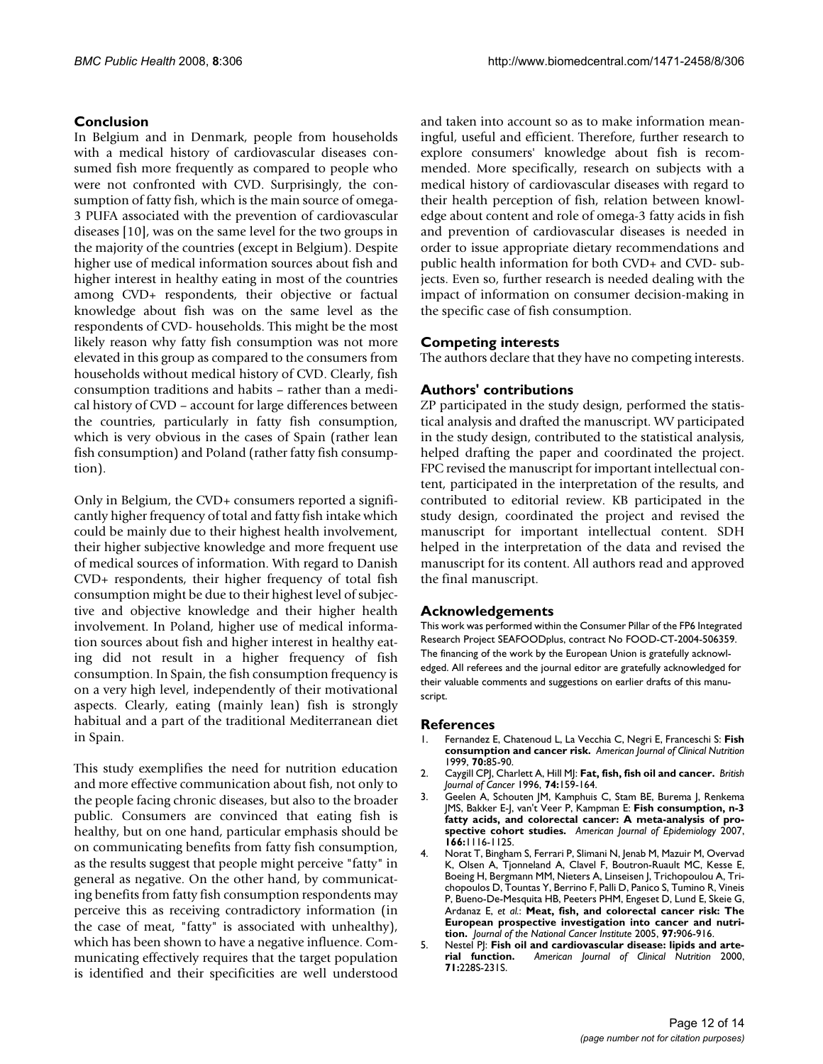## Conclusion

In Belgium and in Denmark, people from households with a medical history of cardiovascular diseases consumed fish more frequently as compared to people who were not confronted with CVD. Surprisingly, the consumption of fatty fish, which is the main source of omega-3 PUFA associated with the prevention of cardiovascular diseases [10], was on the same level for the two groups in the majority of the countries (except in Belgium). Despite higher use of medical information sources about fish and higher interest in healthy eating in most of the countries among CVD+ respondents, their objective or factual knowledge about fish was on the same level as the respondents of CVD- households. This might be the most likely reason why fatty fish consumption was not more elevated in this group as compared to the consumers from households without medical history of CVD. Clearly, fish consumption traditions and habits – rather than a medical history of CVD – account for large differences between the countries, particularly in fatty fish consumption, which is very obvious in the cases of Spain (rather lean fish consumption) and Poland (rather fatty fish consumption).

Only in Belgium, the CVD+ consumers reported a significantly higher frequency of total and fatty fish intake which could be mainly due to their highest health involvement, their higher subjective knowledge and more frequent use of medical sources of information. With regard to Danish CVD+ respondents, their higher frequency of total fish consumption might be due to their highest level of subjective and objective knowledge and their higher health involvement. In Poland, higher use of medical information sources about fish and higher interest in healthy eating did not result in a higher frequency of fish consumption. In Spain, the fish consumption frequency is on a very high level, independently of their motivational aspects. Clearly, eating (mainly lean) fish is strongly habitual and a part of the traditional Mediterranean diet in Spain.

This study exemplifies the need for nutrition education and more effective communication about fish, not only to the people facing chronic diseases, but also to the broader public. Consumers are convinced that eating fish is healthy, but on one hand, particular emphasis should be on communicating benefits from fatty fish consumption, as the results suggest that people might perceive "fatty" in general as negative. On the other hand, by communicating benefits from fatty fish consumption respondents may perceive this as receiving contradictory information (in the case of meat, "fatty" is associated with unhealthy), which has been shown to have a negative influence. Communicating effectively requires that the target population is identified and their specificities are well understood and taken into account so as to make information meaningful, useful and efficient. Therefore, further research to explore consumers' knowledge about fish is recommended. More specifically, research on subjects with a medical history of cardiovascular diseases with regard to their health perception of fish, relation between knowledge about content and role of omega-3 fatty acids in fish and prevention of cardiovascular diseases is needed in order to issue appropriate dietary recommendations and public health information for both CVD+ and CVD- subjects. Even so, further research is needed dealing with the impact of information on consumer decision-making in the specific case of fish consumption.

## Competing interests

The authors declare that they have no competing interests.

## Authors' contributions

ZP participated in the study design, performed the statistical analysis and drafted the manuscript. WV participated in the study design, contributed to the statistical analysis, helped drafting the paper and coordinated the project. FPC revised the manuscript for important intellectual content, participated in the interpretation of the results, and contributed to editorial review. KB participated in the study design, coordinated the project and revised the manuscript for important intellectual content. SDH helped in the interpretation of the data and revised the manuscript for its content. All authors read and approved the final manuscript.

## Acknowledgements

This work was performed within the Consumer Pillar of the FP6 Integrated Research Project SEAFOODplus, contract No FOOD-CT-2004-506359. The financing of the work by the European Union is gratefully acknowledged. All referees and the journal editor are gratefully acknowledged for their valuable comments and suggestions on earlier drafts of this manuscript.

## References

1. Fernandez E, Chatenoud L, La Vecchia C, Negri E, Franceschi S: **Fish consumption and cancer risk.** *American Journal of Clinical Nutrition* 1999, **70:**85-90.
2. Caygill CPJ, Charlett A, Hill MJ: **Fat, fish, fish oil and cancer.** *British Journal of Cancer* 1996, **74:**159-164.
3. Geelen A, Schouten JM, Kamphuis C, Stam BE, Burema J, Renkema JMS, Bakker E-J, van't Veer P, Kampman E: **Fish consumption, n-3 fatty acids, and colorectal cancer: A meta-analysis of prospective cohort studies.** *American Journal of Epidemiology* 2007, **166:**1116-1125.
4. Norat T, Bingham S, Ferrari P, Slimani N, Jenab M, Mazuir M, Overvad K, Olsen A, Tjonneland A, Clavel F, Boutron-Ruault MC, Kesse E, Boeing H, Bergmann MM, Nieters A, Linseisen J, Trichopoulou A, Trichopoulos D, Tountas Y, Berrino F, Palli D, Panico S, Tumino R, Vineis P, Bueno-De-Mesquita HB, Peeters PHM, Engeset D, Lund E, Skeie G, Ardanaz E, *et al.*: **Meat, fish, and colorectal cancer risk: The European prospective investigation into cancer and nutrition.** *Journal of the National Cancer Institute* 2005, **97:**906-916.
5. Nestel PJ: **Fish oil and cardiovascular disease: lipids and arterial function.** *American Journal of Clinical Nutrition* 2000, **71:**228S-231S.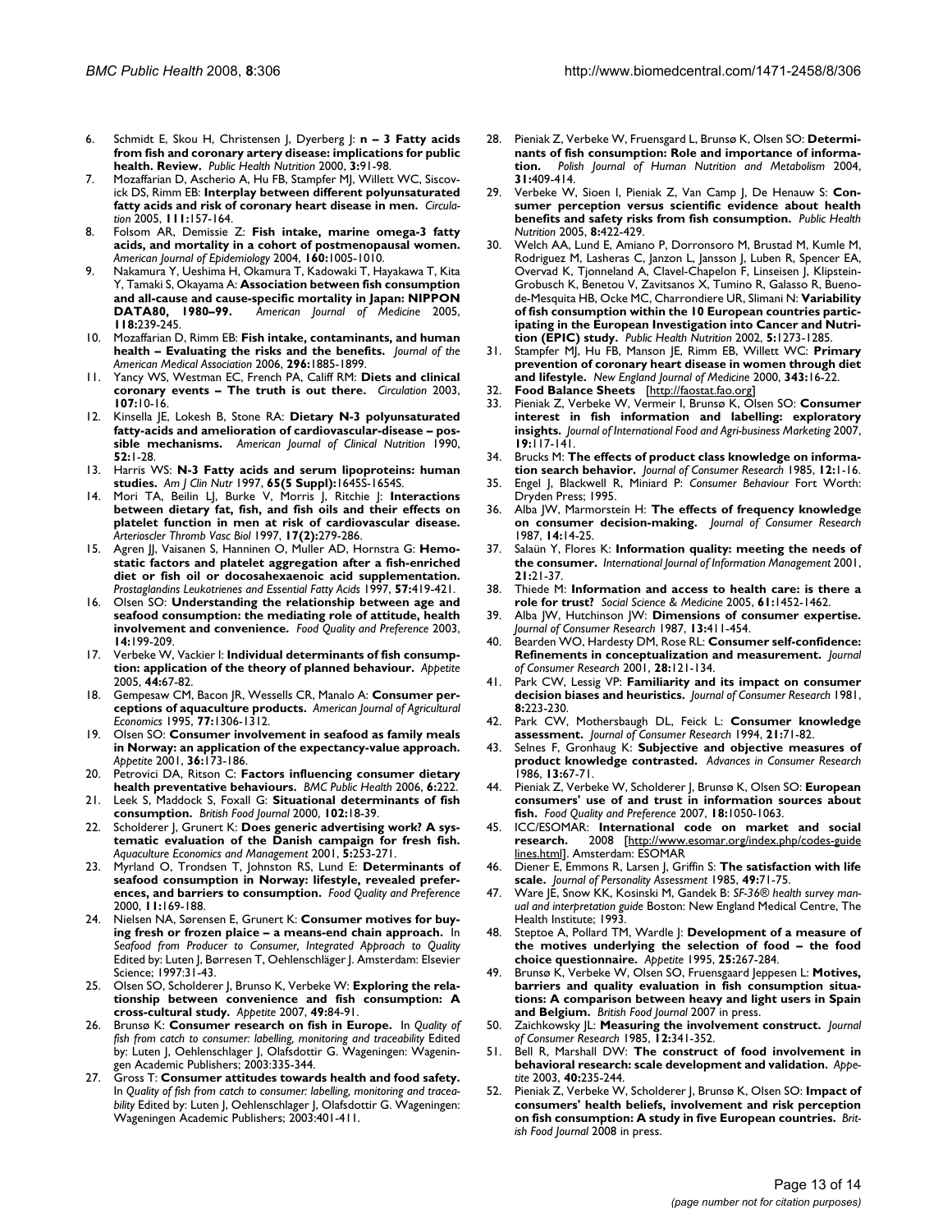6. Schmidt E, Skou H, Christensen J, Dyerberg J: **n – 3 Fatty acids from fish and coronary artery disease: implications for public health. Review.** *Public Health Nutrition* 2000, **3:**91-98.
7. Mozaffarian D, Ascherio A, Hu FB, Stampfer MJ, Willett WC, Siscovick DS, Rimm EB: **Interplay between different polyunsaturated fatty acids and risk of coronary heart disease in men.** *Circulation* 2005, **111:**157-164.
8. Folsom AR, Demissie Z: **Fish intake, marine omega-3 fatty acids, and mortality in a cohort of postmenopausal women.** *American Journal of Epidemiology* 2004, **160:**1005-1010.
9. Nakamura Y, Ueshima H, Okamura T, Kadowaki T, Hayakawa T, Kita Y, Tamaki S, Okayama A: **Association between fish consumption and all-cause and cause-specific mortality in Japan: NIPPON DATA80, 1980–99.** *American Journal of Medicine* 2005, **118:**239-245.
10. Mozaffarian D, Rimm EB: **Fish intake, contaminants, and human health – Evaluating the risks and the benefits.** *Journal of the American Medical Association* 2006, **296:**1885-1899.
11. Yancy WS, Westman EC, French PA, Califf RM: **Diets and clinical coronary events – The truth is out there.** *Circulation* 2003, **107:**10-16.
12. Kinsella JE, Lokesh B, Stone RA: **Dietary N-3 polyunsaturated fatty-acids and amelioration of cardiovascular-disease – possible mechanisms.** *American Journal of Clinical Nutrition* 1990, **52:**1-28.
13. Harris WS: **N-3 Fatty acids and serum lipoproteins: human studies.** *Am J Clin Nutr* 1997, **65(5 Suppl):**1645S-1654S.
14. Mori TA, Beilin LJ, Burke V, Morris J, Ritchie J: **Interactions between dietary fat, fish, and fish oils and their effects on platelet function in men at risk of cardiovascular disease.** *Arterioscler Thromb Vasc Biol* 1997, **17(2):**279-286.
15. Agren JJ, Vaisanen S, Hanninen O, Muller AD, Hornstra G: **Hemostatic factors and platelet aggregation after a fish-enriched diet or fish oil or docosahexaenoic acid supplementation.** *Prostaglandins Leukotrienes and Essential Fatty Acids* 1997, **57:**419-421.
16. Olsen SO: **Understanding the relationship between age and seafood consumption: the mediating role of attitude, health involvement and convenience.** *Food Quality and Preference* 2003, **14:**199-209.
17. Verbeke W, Vackier I: **Individual determinants of fish consumption: application of the theory of planned behaviour.** *Appetite* 2005, **44:**67-82.
18. Gempesaw CM, Bacon JR, Wessells CR, Manalo A: **Consumer perceptions of aquaculture products.** *American Journal of Agricultural Economics* 1995, **77:**1306-1312.
19. Olsen SO: **Consumer involvement in seafood as family meals in Norway: an application of the expectancy-value approach.** *Appetite* 2001, **36:**173-186.
20. Petrovici DA, Ritson C: **Factors influencing consumer dietary health preventative behaviours.** *BMC Public Health* 2006, **6:**222.
21. Leek S, Maddock S, Foxall G: **Situational determinants of fish consumption.** *British Food Journal* 2000, **102:**18-39.
22. Scholderer J, Grunert K: **Does generic advertising work? A systematic evaluation of the Danish campaign for fresh fish.** *Aquaculture Economics and Management* 2001, **5:**253-271.
23. Myrland O, Trondsen T, Johnston RS, Lund E: **Determinants of seafood consumption in Norway: lifestyle, revealed preferences, and barriers to consumption.** *Food Quality and Preference* 2000, **11:**169-188.
24. Nielsen NA, Sørensen E, Grunert K: **Consumer motives for buying fresh or frozen plaice – a means-end chain approach.** In *Seafood from Producer to Consumer, Integrated Approach to Quality* Edited by: Luten J, Børresen T, Oehlenschläger J. Amsterdam: Elsevier Science; 1997:31-43.
25. Olsen SO, Scholderer J, Brunso K, Verbeke W: **Exploring the relationship between convenience and fish consumption: A cross-cultural study.** *Appetite* 2007, **49:**84-91.
26. Brunsø K: **Consumer research on fish in Europe.** In *Quality of fish from catch to consumer: labelling, monitoring and traceability* Edited by: Luten J, Oehlenschlager J, Olafsdottir G. Wageningen: Wageningen Academic Publishers; 2003:335-344.
27. Gross T: **Consumer attitudes towards health and food safety.** In *Quality of fish from catch to consumer: labelling, monitoring and traceability* Edited by: Luten J, Oehlenschlager J, Olafsdottir G. Wageningen: Wageningen Academic Publishers; 2003:401-411.
28. Pieniak Z, Verbeke W, Fruensgard L, Brunsø K, Olsen SO: **Determinants of fish consumption: Role and importance of information.** *Polish Journal of Human Nutrition and Metabolism* 2004, **31:**409-414.
29. Verbeke W, Sioen I, Pieniak Z, Van Camp J, De Henauw S: **Consumer perception versus scientific evidence about health benefits and safety risks from fish consumption.** *Public Health Nutrition* 2005, **8:**422-429.
30. Welch AA, Lund E, Amiano P, Dorronsoro M, Brustad M, Kumle M, Rodriguez M, Lasheras C, Janzon L, Jansson J, Luben R, Spencer EA, Overvad K, Tjonneland A, Clavel-Chapelon F, Linseisen J, Klipstein-Grobusch K, Benetou V, Zavitsanos X, Tumino R, Galasso R, Bueno-de-Mesquita HB, Ocke MC, Charrondiere UR, Slimani N: **Variability of fish consumption within the 10 European countries participating in the European Investigation into Cancer and Nutrition (EPIC) study.** *Public Health Nutrition* 2002, **5:**1273-1285.
31. Stampfer MJ, Hu FB, Manson JE, Rimm EB, Willett WC: **Primary prevention of coronary heart disease in women through diet and lifestyle.** *New England Journal of Medicine* 2000, **343:**16-22.
32. **Food Balance Sheets** [http://faostat.fao.org]
33. Pieniak Z, Verbeke W, Vermeir I, Brunsø K, Olsen SO: **Consumer interest in fish information and labelling: exploratory insights.** *Journal of International Food and Agri-business Marketing* 2007, **19:**117-141.
34. Brucks M: **The effects of product class knowledge on information search behavior.** *Journal of Consumer Research* 1985, **12:**1-16.
35. Engel J, Blackwell R, Miniard P: *Consumer Behaviour* Fort Worth: Dryden Press; 1995.
36. Alba JW, Marmorstein H: **The effects of frequency knowledge on consumer decision-making.** *Journal of Consumer Research* 1987, **14:**14-25.
37. Salaün Y, Flores K: **Information quality: meeting the needs of the consumer.** *International Journal of Information Management* 2001, **21:**21-37.
38. Thiede M: **Information and access to health care: is there a role for trust?** *Social Science & Medicine* 2005, **61:**1452-1462.
39. Alba JW, Hutchinson JW: **Dimensions of consumer expertise.** *Journal of Consumer Research* 1987, **13:**411-454.
40. Bearden WO, Hardesty DM, Rose RL: **Consumer self-confidence: Refinements in conceptualization and measurement.** *Journal of Consumer Research* 2001, **28:**121-134.
41. Park CW, Lessig VP: **Familiarity and its impact on consumer decision biases and heuristics.** *Journal of Consumer Research* 1981, **8:**223-230.
42. Park CW, Mothersbaugh DL, Feick L: **Consumer knowledge assessment.** *Journal of Consumer Research* 1994, **21:**71-82.
43. Selnes F, Gronhaug K: **Subjective and objective measures of product knowledge contrasted.** *Advances in Consumer Research* 1986, **13:**67-71.
44. Pieniak Z, Verbeke W, Scholderer J, Brunsø K, Olsen SO: **European consumers' use of and trust in information sources about fish.** *Food Quality and Preference* 2007, **18:**1050-1063.
45. ICC/ESOMAR: **International code on market and social research.** 2008 [http://www.esomar.org/index.php/codes-guidelines.html]. Amsterdam: ESOMAR
46. Diener E, Emmons R, Larsen J, Griffin S: **The satisfaction with life scale.** *Journal of Personality Assessment* 1985, **49:**71-75.
47. Ware JE, Snow KK, Kosinski M, Gandek B: *SF-36® health survey manual and interpretation guide* Boston: New England Medical Centre, The Health Institute; 1993.
48. Steptoe A, Pollard TM, Wardle J: **Development of a measure of the motives underlying the selection of food – the food choice questionnaire.** *Appetite* 1995, **25:**267-284.
49. Brunsø K, Verbeke W, Olsen SO, Fruensgaard Jeppesen L: **Motives, barriers and quality evaluation in fish consumption situations: A comparison between heavy and light users in Spain and Belgium.** *British Food Journal* 2007 in press.
50. Zaichkowsky JL: **Measuring the involvement construct.** *Journal of Consumer Research* 1985, **12:**341-352.
51. Bell R, Marshall DW: **The construct of food involvement in behavioral research: scale development and validation.** *Appetite* 2003, **40:**235-244.
52. Pieniak Z, Verbeke W, Scholderer J, Brunsø K, Olsen SO: **Impact of consumers' health beliefs, involvement and risk perception on fish consumption: A study in five European countries.** *British Food Journal* 2008 in press.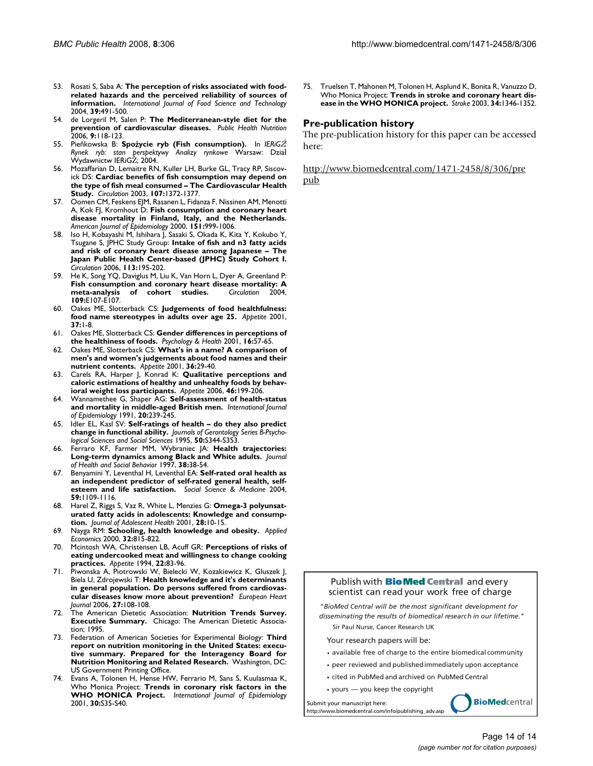53. Rosati S, Saba A: **The perception of risks associated with food-related hazards and the perceived reliability of sources of information.** *International Journal of Food Science and Technology* 2004, **39:**491-500.
54. de Lorgeril M, Salen P: **The Mediterranean-style diet for the prevention of cardiovascular diseases.** *Public Health Nutrition* 2006, **9:**118-123.
55. Pieńkowska B: **Spożycie ryb (Fish consumption).** In *IERiGŻ Rynek ryb: stan perspektywy Analizy rynkowe* Warsaw: Dział Wydawnictw IERiGŻ; 2004.
56. Mozaffarian D, Lemaitre RN, Kuller LH, Burke GL, Tracy RP, Siscovick DS: **Cardiac benefits of fish consumption may depend on the type of fish meal consumed – The Cardiovascular Health Study.** *Circulation* 2003, **107:**1372-1377.
57. Oomen CM, Feskens EJM, Rasanen L, Fidanza F, Nissinen AM, Menotti A, Kok FJ, Kromhout D: **Fish consumption and coronary heart disease mortality in Finland, Italy, and the Netherlands.** *American Journal of Epidemiology* 2000, **151:**999-1006.
58. Iso H, Kobayashi M, Ishihara J, Sasaki S, Okada K, Kita Y, Kokubo Y, Tsugane S, JPHC Study Group: **Intake of fish and n3 fatty acids and risk of coronary heart disease among Japanese – The Japan Public Health Center-based (JPHC) Study Cohort I.** *Circulation* 2006, **113:**195-202.
59. He K, Song YQ, Daviglus M, Liu K, Van Horn L, Dyer A, Greenland P: **Fish consumption and coronary heart disease mortality: A meta-analysis of cohort studies.** *Circulation* 2004, **109:**E107-E107.
60. Oakes ME, Slotterback CS: **Judgements of food healthfulness: food name stereotypes in adults over age 25.** *Appetite* 2001, **37:**1-8.
61. Oakes ME, Slotterback CS: **Gender differences in perceptions of the healthiness of foods.** *Psychology & Health* 2001, **16:**57-65.
62. Oakes ME, Slotterback CS: **What's in a name? A comparison of men's and women's judgements about food names and their nutrient contents.** *Appetite* 2001, **36:**29-40.
63. Carels RA, Harper J, Konrad K: **Qualitative perceptions and caloric estimations of healthy and unhealthy foods by behavioral weight loss participants.** *Appetite* 2006, **46:**199-206.
64. Wannamethee G, Shaper AG: **Self-assessment of health-status and mortality in middle-aged British men.** *International Journal of Epidemiology* 1991, **20:**239-245.
65. Idler EL, Kasl SV: **Self-ratings of health – do they also predict change in functional ability.** *Journals of Gerontology Series B-Psychological Sciences and Social Sciences* 1995, **50:**S344-S353.
66. Ferraro KF, Farmer MM, Wybraniec JA: **Health trajectories: Long-term dynamics among Black and White adults.** *Journal of Health and Social Behavior* 1997, **38:**38-54.
67. Benyamini Y, Leventhal H, Leventhal EA: **Self-rated oral health as an independent predictor of self-rated general health, self-esteem and life satisfaction.** *Social Science & Medicine* 2004, **59:**1109-1116.
68. Harel Z, Riggs S, Vaz R, White L, Menzies G: **Omega-3 polyunsaturated fatty acids in adolescents: Knowledge and consumption.** *Journal of Adolescent Health* 2001, **28:**10-15.
69. Nayga RM: **Schooling, health knowledge and obesity.** *Applied Economics* 2000, **32:**815-822.
70. Mcintosh WA, Christensen LB, Acuff GR: **Perceptions of risks of eating undercooked meat and willingness to change cooking practices.** *Appetite* 1994, **22:**83-96.
71. Piwonska A, Piotrowski W, Bielecki W, Kozakiewicz K, Gluszek J, Biela U, Zdrojewski T: **Health knowledge and it's determinants in general population. Do persons suffered from cardiovascular diseases know more about prevention?** *European Heart Journal* 2006, **27:**108-108.
72. The American Dietetic Association: **Nutrition Trends Survey. Executive Summary.** Chicago: The American Dietetic Association; 1995.
73. Federation of American Societies for Experimental Biology: **Third report on nutrition monitoring in the United States: executive summary. Prepared for the Interagency Board for Nutrition Monitoring and Related Research.** Washington, DC: US Government Printing Office.
74. Evans A, Tolonen H, Hense HW, Ferrario M, Sans S, Kuulasmaa K, Who Monica Project: **Trends in coronary risk factors in the WHO MONICA Project.** *International Journal of Epidemiology* 2001, **30:**S35-S40.
75. Truelsen T, Mahonen M, Tolonen H, Asplund K, Bonita R, Vanuzzo D, Who Monica Project: **Trends in stroke and coronary heart disease in the WHO MONICA project.** *Stroke* 2003, **34:**1346-1352.

## Pre-publication history

The pre-publication history for this paper can be accessed here:

http://www.biomedcentral.com/1471-2458/8/306/prepub

Publish with **BioMed Central** and every scientist can read your work free of charge

*"BioMed Central will be the most significant development for disseminating the results of biomedical research in our lifetime."*
Sir Paul Nurse, Cancer Research UK

Your research papers will be:

- available free of charge to the entire biomedical community
- peer reviewed and published immediately upon acceptance
- cited in PubMed and archived on PubMed Central
- yours — you keep the copyright

Submit your manuscript here:
http://www.biomedcentral.com/info/publishing_adv.asp

BioMedcentral